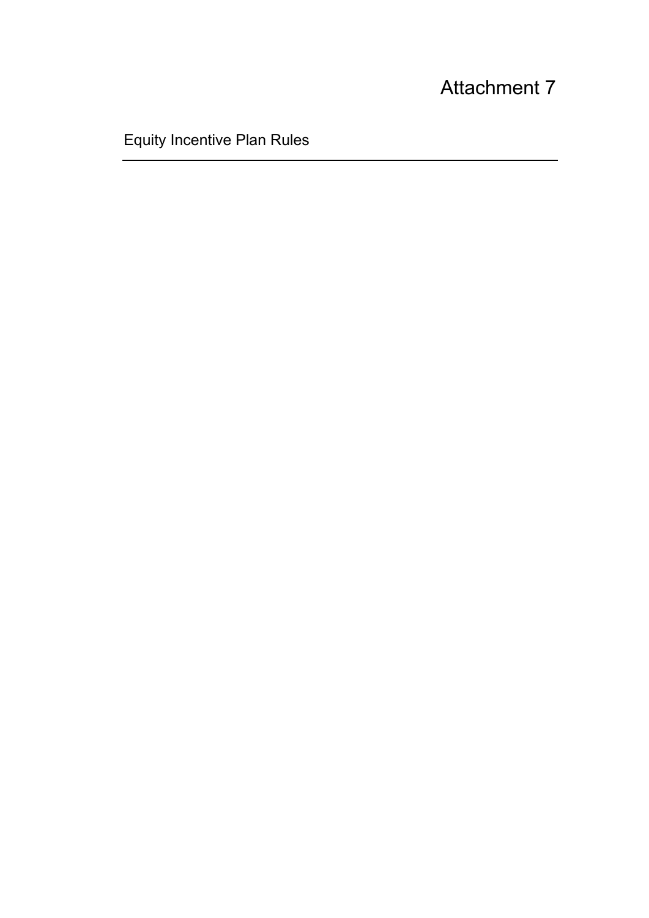# Attachment 7

## Equity Incentive Plan Rules

---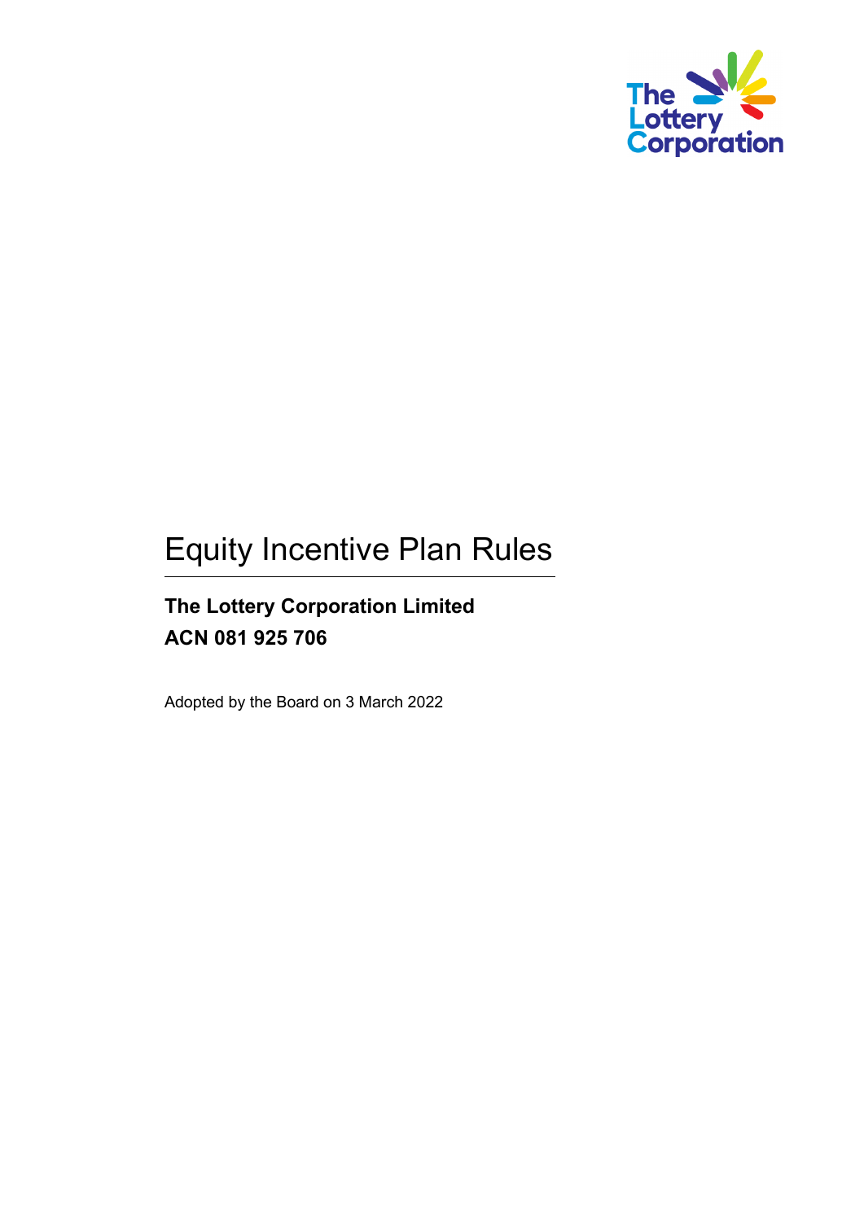# Equity Incentive Plan Rules

**The Lottery Corporation Limited**
**ACN 081 925 706**

Adopted by the Board on 3 March 2022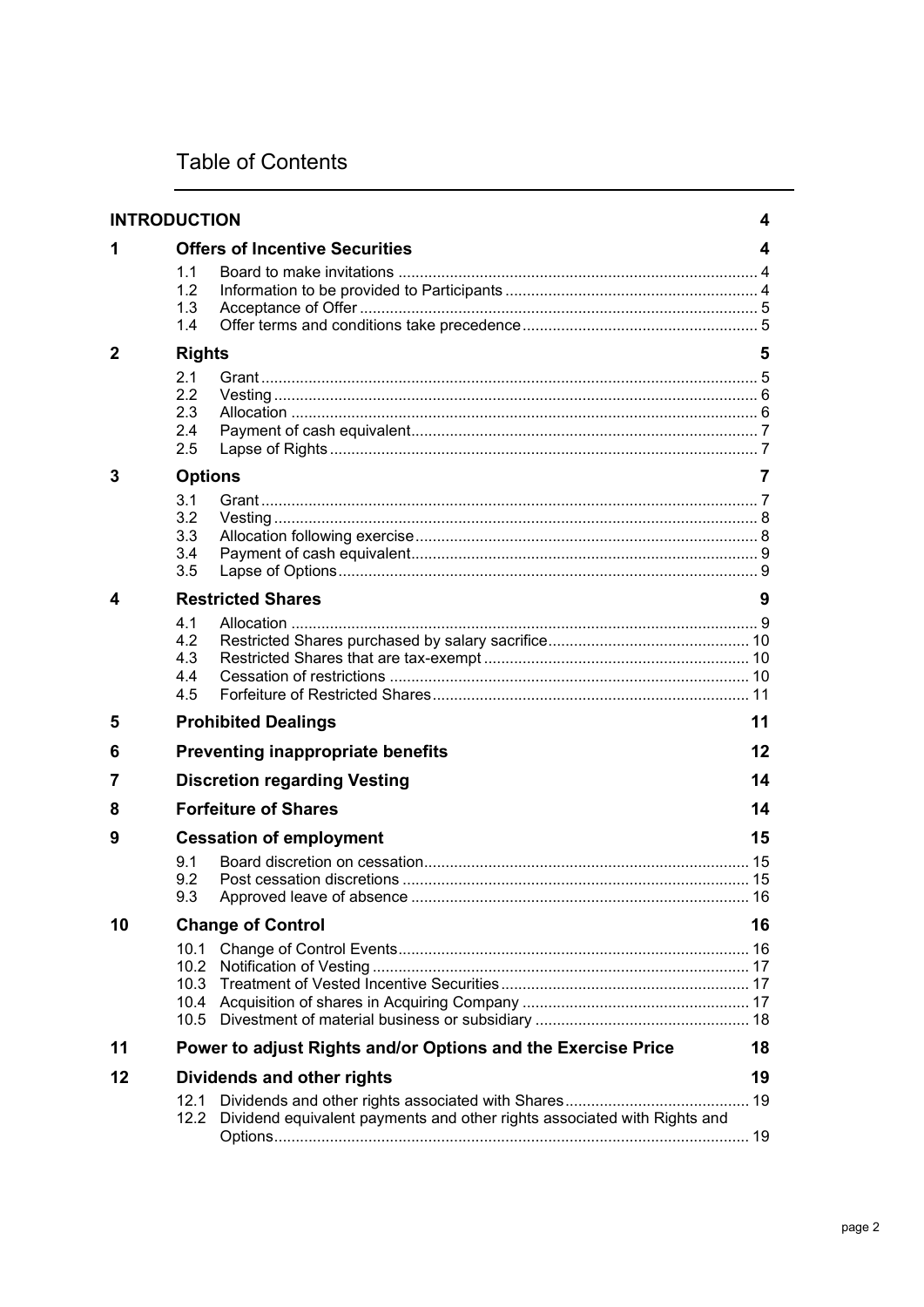# Table of Contents

| | | |
|---|---|---|
| **INTRODUCTION** | | **4** |
| **1** | **Offers of Incentive Securities** | **4** |
| | 1.1 Board to make invitations | 4 |
| | 1.2 Information to be provided to Participants | 4 |
| | 1.3 Acceptance of Offer | 5 |
| | 1.4 Offer terms and conditions take precedence | 5 |
| **2** | **Rights** | **5** |
| | 2.1 Grant | 5 |
| | 2.2 Vesting | 6 |
| | 2.3 Allocation | 6 |
| | 2.4 Payment of cash equivalent | 7 |
| | 2.5 Lapse of Rights | 7 |
| **3** | **Options** | **7** |
| | 3.1 Grant | 7 |
| | 3.2 Vesting | 8 |
| | 3.3 Allocation following exercise | 8 |
| | 3.4 Payment of cash equivalent | 9 |
| | 3.5 Lapse of Options | 9 |
| **4** | **Restricted Shares** | **9** |
| | 4.1 Allocation | 9 |
| | 4.2 Restricted Shares purchased by salary sacrifice | 10 |
| | 4.3 Restricted Shares that are tax-exempt | 10 |
| | 4.4 Cessation of restrictions | 10 |
| | 4.5 Forfeiture of Restricted Shares | 11 |
| **5** | **Prohibited Dealings** | **11** |
| **6** | **Preventing inappropriate benefits** | **12** |
| **7** | **Discretion regarding Vesting** | **14** |
| **8** | **Forfeiture of Shares** | **14** |
| **9** | **Cessation of employment** | **15** |
| | 9.1 Board discretion on cessation | 15 |
| | 9.2 Post cessation discretions | 15 |
| | 9.3 Approved leave of absence | 16 |
| **10** | **Change of Control** | **16** |
| | 10.1 Change of Control Events | 16 |
| | 10.2 Notification of Vesting | 17 |
| | 10.3 Treatment of Vested Incentive Securities | 17 |
| | 10.4 Acquisition of shares in Acquiring Company | 17 |
| | 10.5 Divestment of material business or subsidiary | 18 |
| **11** | **Power to adjust Rights and/or Options and the Exercise Price** | **18** |
| **12** | **Dividends and other rights** | **19** |
| | 12.1 Dividends and other rights associated with Shares | 19 |
| | 12.2 Dividend equivalent payments and other rights associated with Rights and Options | 19 |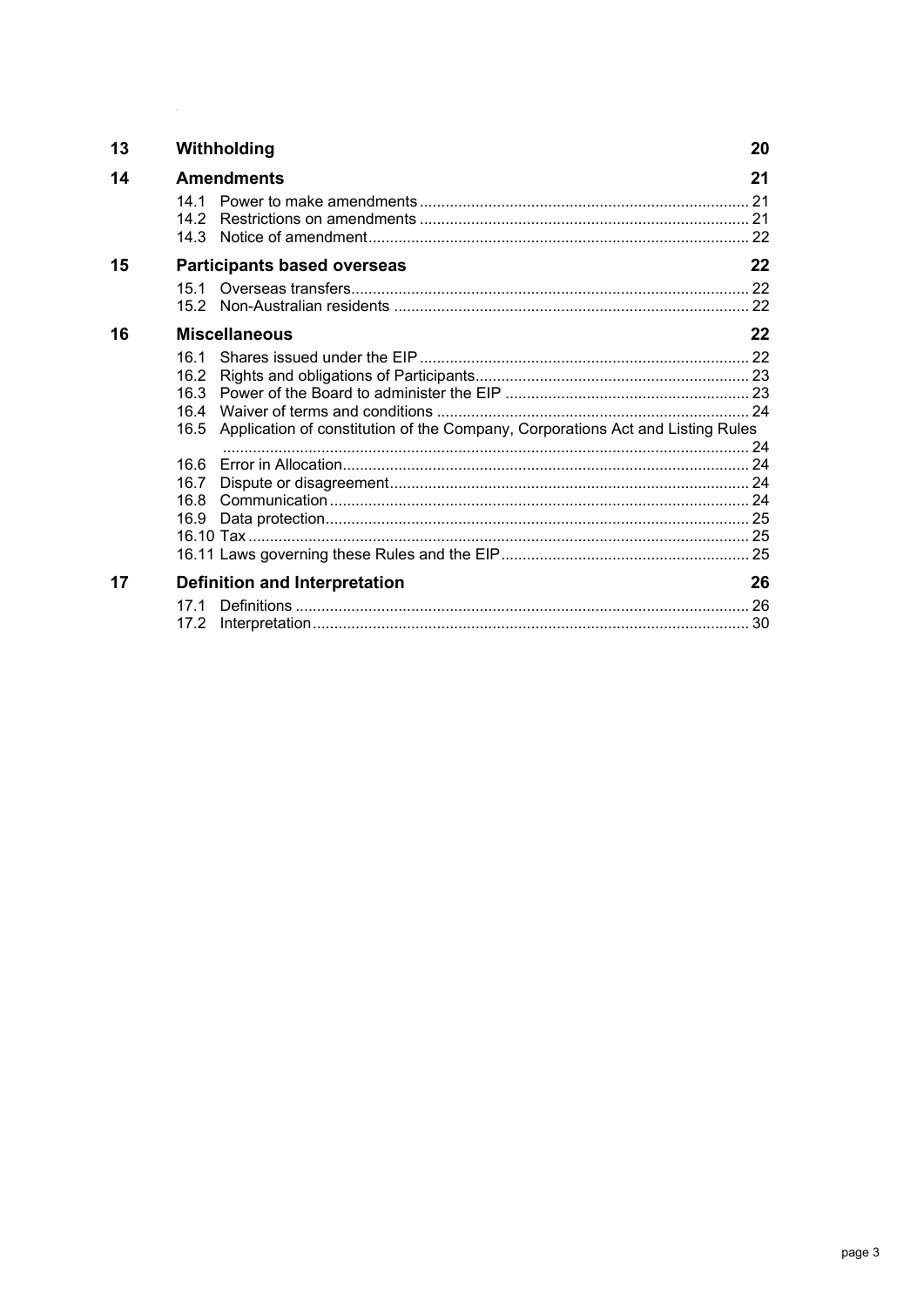| | | |
|---|---|---|
| **13** | **Withholding** | **20** |
| **14** | **Amendments** | **21** |
| | 14.1 Power to make amendments | 21 |
| | 14.2 Restrictions on amendments | 21 |
| | 14.3 Notice of amendment | 22 |
| **15** | **Participants based overseas** | **22** |
| | 15.1 Overseas transfers | 22 |
| | 15.2 Non-Australian residents | 22 |
| **16** | **Miscellaneous** | **22** |
| | 16.1 Shares issued under the EIP | 22 |
| | 16.2 Rights and obligations of Participants | 23 |
| | 16.3 Power of the Board to administer the EIP | 23 |
| | 16.4 Waiver of terms and conditions | 24 |
| | 16.5 Application of constitution of the Company, Corporations Act and Listing Rules | 24 |
| | 16.6 Error in Allocation | 24 |
| | 16.7 Dispute or disagreement | 24 |
| | 16.8 Communication | 24 |
| | 16.9 Data protection | 25 |
| | 16.10 Tax | 25 |
| | 16.11 Laws governing these Rules and the EIP | 25 |
| **17** | **Definition and Interpretation** | **26** |
| | 17.1 Definitions | 26 |
| | 17.2 Interpretation | 30 |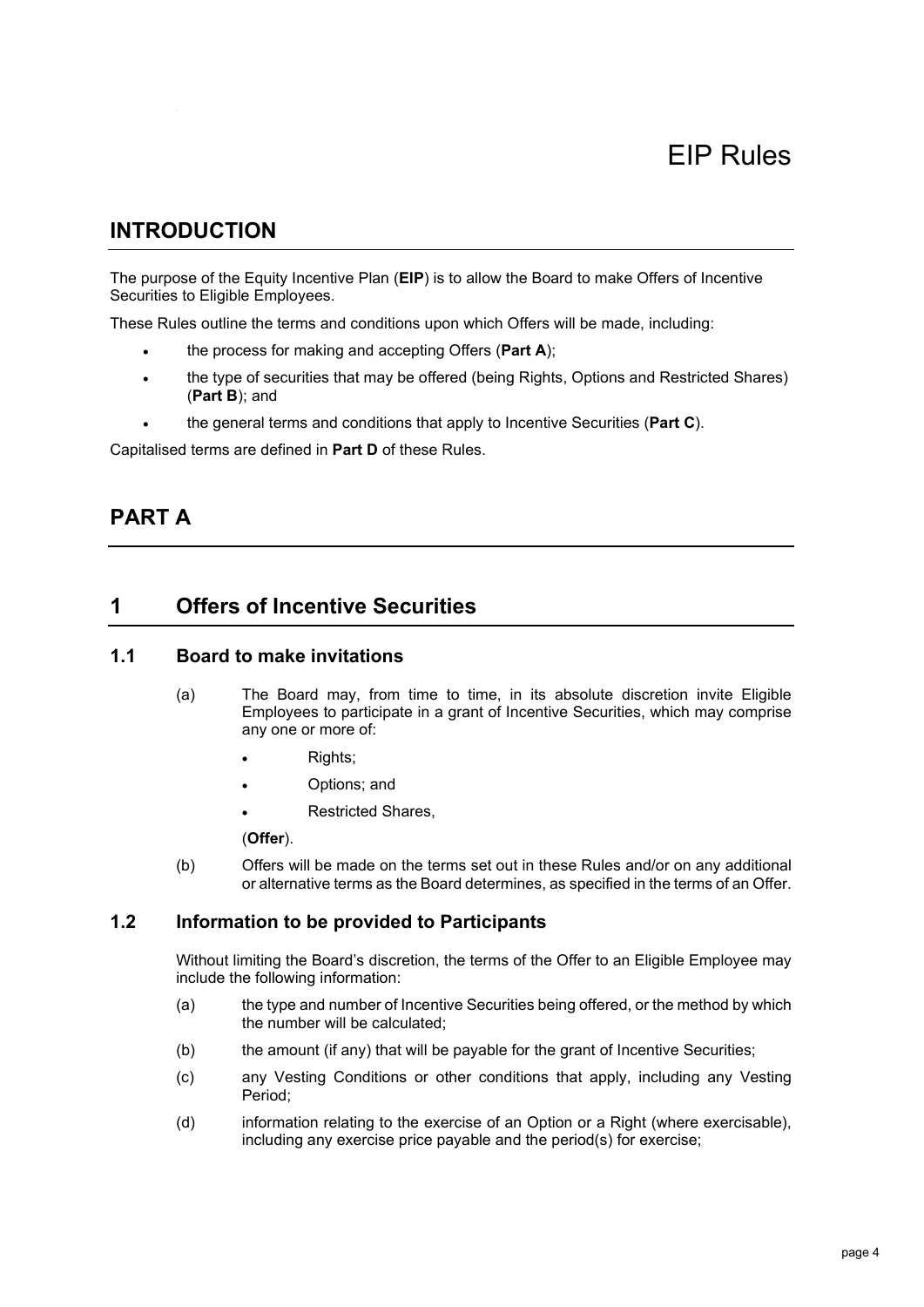# EIP Rules

## INTRODUCTION

The purpose of the Equity Incentive Plan (**EIP**) is to allow the Board to make Offers of Incentive Securities to Eligible Employees.

These Rules outline the terms and conditions upon which Offers will be made, including:

- the process for making and accepting Offers (**Part A**);
- the type of securities that may be offered (being Rights, Options and Restricted Shares) (**Part B**); and
- the general terms and conditions that apply to Incentive Securities (**Part C**).

Capitalised terms are defined in **Part D** of these Rules.

## PART A

## 1 Offers of Incentive Securities

### 1.1 Board to make invitations

(a) The Board may, from time to time, in its absolute discretion invite Eligible Employees to participate in a grant of Incentive Securities, which may comprise any one or more of:

- Rights;
- Options; and
- Restricted Shares,

(**Offer**).

(b) Offers will be made on the terms set out in these Rules and/or on any additional or alternative terms as the Board determines, as specified in the terms of an Offer.

### 1.2 Information to be provided to Participants

Without limiting the Board's discretion, the terms of the Offer to an Eligible Employee may include the following information:

(a) the type and number of Incentive Securities being offered, or the method by which the number will be calculated;

(b) the amount (if any) that will be payable for the grant of Incentive Securities;

(c) any Vesting Conditions or other conditions that apply, including any Vesting Period;

(d) information relating to the exercise of an Option or a Right (where exercisable), including any exercise price payable and the period(s) for exercise;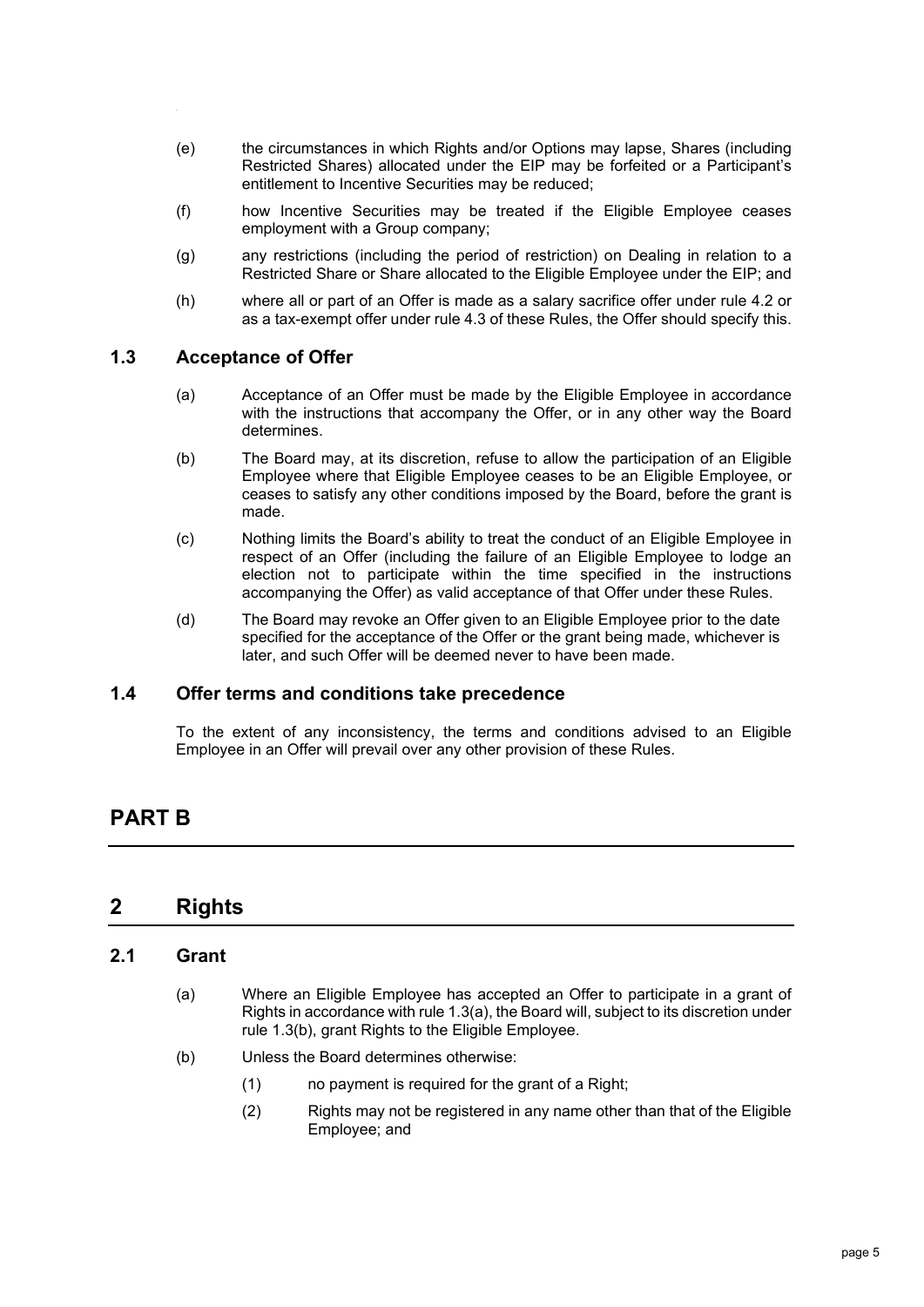(e) the circumstances in which Rights and/or Options may lapse, Shares (including Restricted Shares) allocated under the EIP may be forfeited or a Participant's entitlement to Incentive Securities may be reduced;

(f) how Incentive Securities may be treated if the Eligible Employee ceases employment with a Group company;

(g) any restrictions (including the period of restriction) on Dealing in relation to a Restricted Share or Share allocated to the Eligible Employee under the EIP; and

(h) where all or part of an Offer is made as a salary sacrifice offer under rule 4.2 or as a tax-exempt offer under rule 4.3 of these Rules, the Offer should specify this.

### 1.3 Acceptance of Offer

(a) Acceptance of an Offer must be made by the Eligible Employee in accordance with the instructions that accompany the Offer, or in any other way the Board determines.

(b) The Board may, at its discretion, refuse to allow the participation of an Eligible Employee where that Eligible Employee ceases to be an Eligible Employee, or ceases to satisfy any other conditions imposed by the Board, before the grant is made.

(c) Nothing limits the Board's ability to treat the conduct of an Eligible Employee in respect of an Offer (including the failure of an Eligible Employee to lodge an election not to participate within the time specified in the instructions accompanying the Offer) as valid acceptance of that Offer under these Rules.

(d) The Board may revoke an Offer given to an Eligible Employee prior to the date specified for the acceptance of the Offer or the grant being made, whichever is later, and such Offer will be deemed never to have been made.

### 1.4 Offer terms and conditions take precedence

To the extent of any inconsistency, the terms and conditions advised to an Eligible Employee in an Offer will prevail over any other provision of these Rules.

# PART B

## 2 Rights

### 2.1 Grant

(a) Where an Eligible Employee has accepted an Offer to participate in a grant of Rights in accordance with rule 1.3(a), the Board will, subject to its discretion under rule 1.3(b), grant Rights to the Eligible Employee.

(b) Unless the Board determines otherwise:

(1) no payment is required for the grant of a Right;

(2) Rights may not be registered in any name other than that of the Eligible Employee; and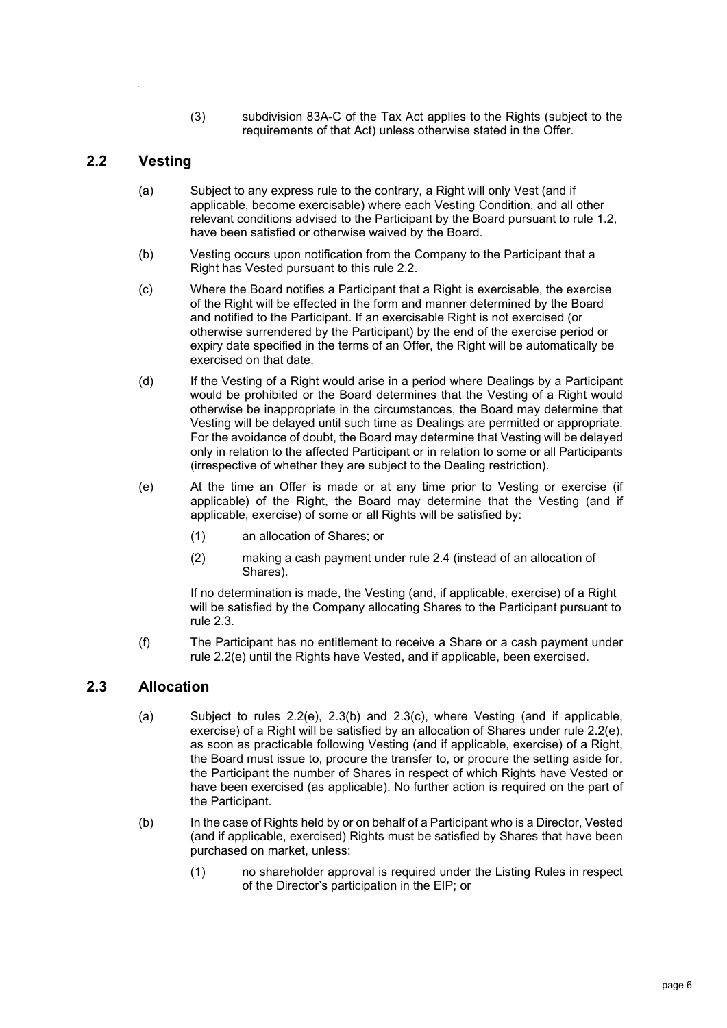(3) subdivision 83A-C of the Tax Act applies to the Rights (subject to the requirements of that Act) unless otherwise stated in the Offer.

## 2.2 Vesting

(a) Subject to any express rule to the contrary, a Right will only Vest (and if applicable, become exercisable) where each Vesting Condition, and all other relevant conditions advised to the Participant by the Board pursuant to rule 1.2, have been satisfied or otherwise waived by the Board.

(b) Vesting occurs upon notification from the Company to the Participant that a Right has Vested pursuant to this rule 2.2.

(c) Where the Board notifies a Participant that a Right is exercisable, the exercise of the Right will be effected in the form and manner determined by the Board and notified to the Participant. If an exercisable Right is not exercised (or otherwise surrendered by the Participant) by the end of the exercise period or expiry date specified in the terms of an Offer, the Right will be automatically be exercised on that date.

(d) If the Vesting of a Right would arise in a period where Dealings by a Participant would be prohibited or the Board determines that the Vesting of a Right would otherwise be inappropriate in the circumstances, the Board may determine that Vesting will be delayed until such time as Dealings are permitted or appropriate. For the avoidance of doubt, the Board may determine that Vesting will be delayed only in relation to the affected Participant or in relation to some or all Participants (irrespective of whether they are subject to the Dealing restriction).

(e) At the time an Offer is made or at any time prior to Vesting or exercise (if applicable) of the Right, the Board may determine that the Vesting (and if applicable, exercise) of some or all Rights will be satisfied by:

(1) an allocation of Shares; or

(2) making a cash payment under rule 2.4 (instead of an allocation of Shares).

If no determination is made, the Vesting (and, if applicable, exercise) of a Right will be satisfied by the Company allocating Shares to the Participant pursuant to rule 2.3.

(f) The Participant has no entitlement to receive a Share or a cash payment under rule 2.2(e) until the Rights have Vested, and if applicable, been exercised.

## 2.3 Allocation

(a) Subject to rules 2.2(e), 2.3(b) and 2.3(c), where Vesting (and if applicable, exercise) of a Right will be satisfied by an allocation of Shares under rule 2.2(e), as soon as practicable following Vesting (and if applicable, exercise) of a Right, the Board must issue to, procure the transfer to, or procure the setting aside for, the Participant the number of Shares in respect of which Rights have Vested or have been exercised (as applicable). No further action is required on the part of the Participant.

(b) In the case of Rights held by or on behalf of a Participant who is a Director, Vested (and if applicable, exercised) Rights must be satisfied by Shares that have been purchased on market, unless:

(1) no shareholder approval is required under the Listing Rules in respect of the Director's participation in the EIP; or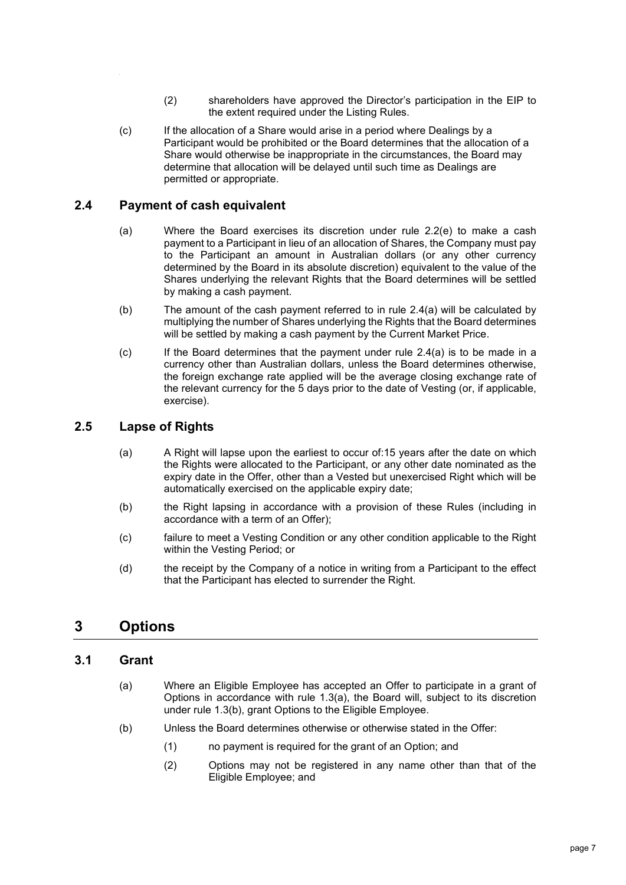(2) shareholders have approved the Director's participation in the EIP to the extent required under the Listing Rules.

(c) If the allocation of a Share would arise in a period where Dealings by a Participant would be prohibited or the Board determines that the allocation of a Share would otherwise be inappropriate in the circumstances, the Board may determine that allocation will be delayed until such time as Dealings are permitted or appropriate.

## 2.4 Payment of cash equivalent

(a) Where the Board exercises its discretion under rule 2.2(e) to make a cash payment to a Participant in lieu of an allocation of Shares, the Company must pay to the Participant an amount in Australian dollars (or any other currency determined by the Board in its absolute discretion) equivalent to the value of the Shares underlying the relevant Rights that the Board determines will be settled by making a cash payment.

(b) The amount of the cash payment referred to in rule 2.4(a) will be calculated by multiplying the number of Shares underlying the Rights that the Board determines will be settled by making a cash payment by the Current Market Price.

(c) If the Board determines that the payment under rule 2.4(a) is to be made in a currency other than Australian dollars, unless the Board determines otherwise, the foreign exchange rate applied will be the average closing exchange rate of the relevant currency for the 5 days prior to the date of Vesting (or, if applicable, exercise).

## 2.5 Lapse of Rights

(a) A Right will lapse upon the earliest to occur of:15 years after the date on which the Rights were allocated to the Participant, or any other date nominated as the expiry date in the Offer, other than a Vested but unexercised Right which will be automatically exercised on the applicable expiry date;

(b) the Right lapsing in accordance with a provision of these Rules (including in accordance with a term of an Offer);

(c) failure to meet a Vesting Condition or any other condition applicable to the Right within the Vesting Period; or

(d) the receipt by the Company of a notice in writing from a Participant to the effect that the Participant has elected to surrender the Right.

# 3 Options

## 3.1 Grant

(a) Where an Eligible Employee has accepted an Offer to participate in a grant of Options in accordance with rule 1.3(a), the Board will, subject to its discretion under rule 1.3(b), grant Options to the Eligible Employee.

(b) Unless the Board determines otherwise or otherwise stated in the Offer:

(1) no payment is required for the grant of an Option; and

(2) Options may not be registered in any name other than that of the Eligible Employee; and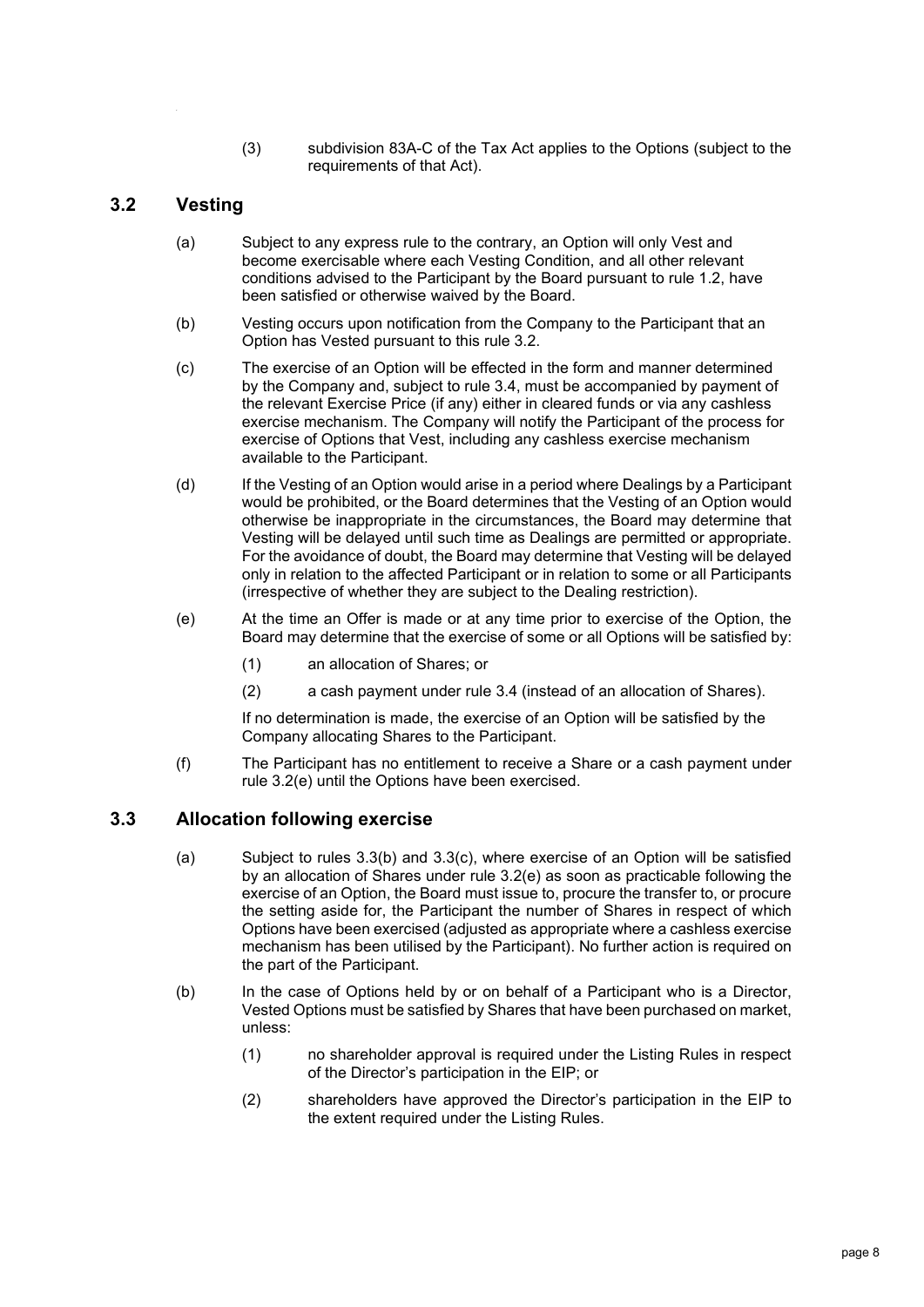(3) subdivision 83A-C of the Tax Act applies to the Options (subject to the requirements of that Act).

## 3.2 Vesting

(a) Subject to any express rule to the contrary, an Option will only Vest and become exercisable where each Vesting Condition, and all other relevant conditions advised to the Participant by the Board pursuant to rule 1.2, have been satisfied or otherwise waived by the Board.

(b) Vesting occurs upon notification from the Company to the Participant that an Option has Vested pursuant to this rule 3.2.

(c) The exercise of an Option will be effected in the form and manner determined by the Company and, subject to rule 3.4, must be accompanied by payment of the relevant Exercise Price (if any) either in cleared funds or via any cashless exercise mechanism. The Company will notify the Participant of the process for exercise of Options that Vest, including any cashless exercise mechanism available to the Participant.

(d) If the Vesting of an Option would arise in a period where Dealings by a Participant would be prohibited, or the Board determines that the Vesting of an Option would otherwise be inappropriate in the circumstances, the Board may determine that Vesting will be delayed until such time as Dealings are permitted or appropriate. For the avoidance of doubt, the Board may determine that Vesting will be delayed only in relation to the affected Participant or in relation to some or all Participants (irrespective of whether they are subject to the Dealing restriction).

(e) At the time an Offer is made or at any time prior to exercise of the Option, the Board may determine that the exercise of some or all Options will be satisfied by:

(1) an allocation of Shares; or

(2) a cash payment under rule 3.4 (instead of an allocation of Shares).

If no determination is made, the exercise of an Option will be satisfied by the Company allocating Shares to the Participant.

(f) The Participant has no entitlement to receive a Share or a cash payment under rule 3.2(e) until the Options have been exercised.

## 3.3 Allocation following exercise

(a) Subject to rules 3.3(b) and 3.3(c), where exercise of an Option will be satisfied by an allocation of Shares under rule 3.2(e) as soon as practicable following the exercise of an Option, the Board must issue to, procure the transfer to, or procure the setting aside for, the Participant the number of Shares in respect of which Options have been exercised (adjusted as appropriate where a cashless exercise mechanism has been utilised by the Participant). No further action is required on the part of the Participant.

(b) In the case of Options held by or on behalf of a Participant who is a Director, Vested Options must be satisfied by Shares that have been purchased on market, unless:

(1) no shareholder approval is required under the Listing Rules in respect of the Director's participation in the EIP; or

(2) shareholders have approved the Director's participation in the EIP to the extent required under the Listing Rules.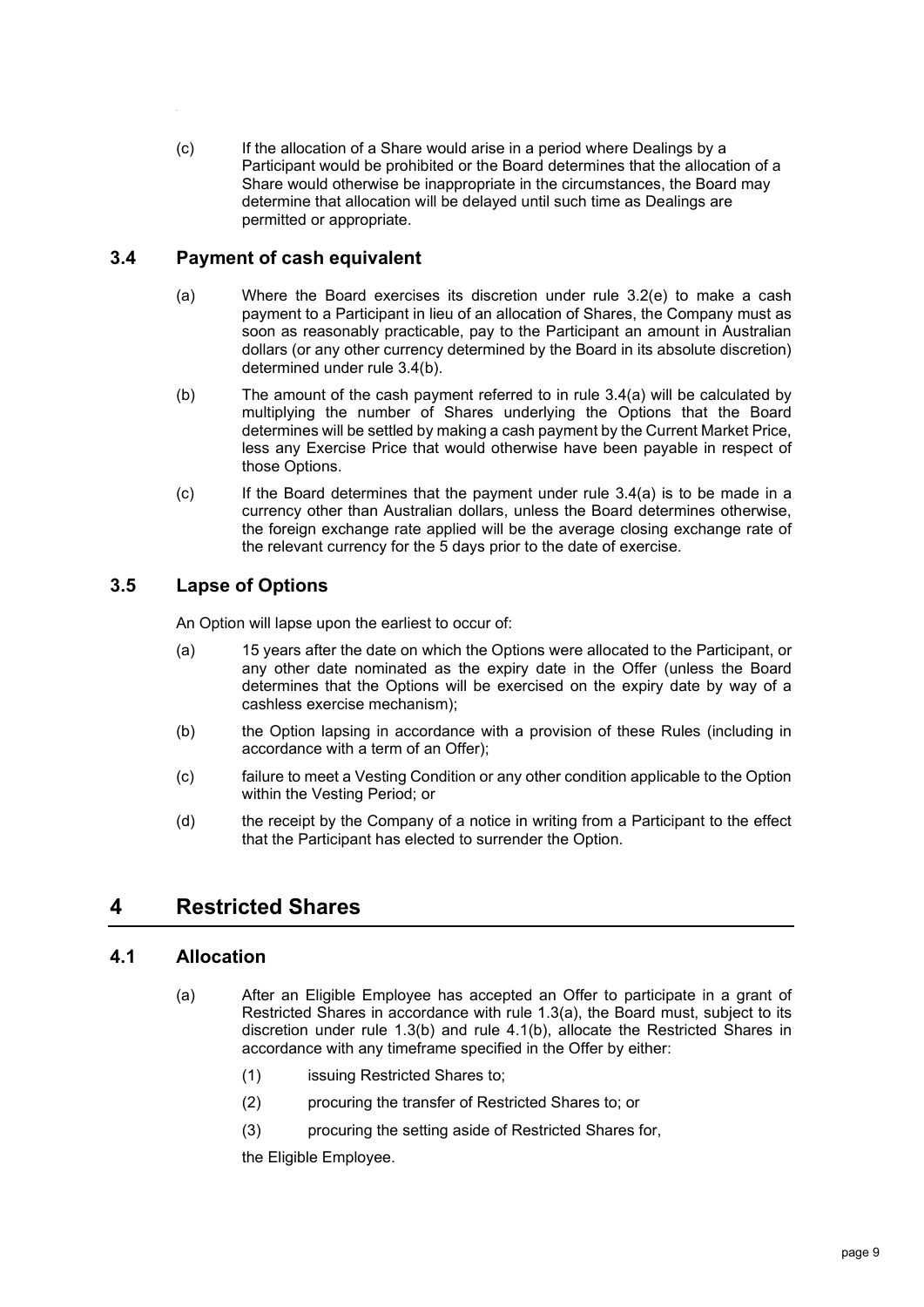(c) If the allocation of a Share would arise in a period where Dealings by a Participant would be prohibited or the Board determines that the allocation of a Share would otherwise be inappropriate in the circumstances, the Board may determine that allocation will be delayed until such time as Dealings are permitted or appropriate.

### 3.4 Payment of cash equivalent

(a) Where the Board exercises its discretion under rule 3.2(e) to make a cash payment to a Participant in lieu of an allocation of Shares, the Company must as soon as reasonably practicable, pay to the Participant an amount in Australian dollars (or any other currency determined by the Board in its absolute discretion) determined under rule 3.4(b).

(b) The amount of the cash payment referred to in rule 3.4(a) will be calculated by multiplying the number of Shares underlying the Options that the Board determines will be settled by making a cash payment by the Current Market Price, less any Exercise Price that would otherwise have been payable in respect of those Options.

(c) If the Board determines that the payment under rule 3.4(a) is to be made in a currency other than Australian dollars, unless the Board determines otherwise, the foreign exchange rate applied will be the average closing exchange rate of the relevant currency for the 5 days prior to the date of exercise.

### 3.5 Lapse of Options

An Option will lapse upon the earliest to occur of:

(a) 15 years after the date on which the Options were allocated to the Participant, or any other date nominated as the expiry date in the Offer (unless the Board determines that the Options will be exercised on the expiry date by way of a cashless exercise mechanism);

(b) the Option lapsing in accordance with a provision of these Rules (including in accordance with a term of an Offer);

(c) failure to meet a Vesting Condition or any other condition applicable to the Option within the Vesting Period; or

(d) the receipt by the Company of a notice in writing from a Participant to the effect that the Participant has elected to surrender the Option.

## 4 Restricted Shares

### 4.1 Allocation

(a) After an Eligible Employee has accepted an Offer to participate in a grant of Restricted Shares in accordance with rule 1.3(a), the Board must, subject to its discretion under rule 1.3(b) and rule 4.1(b), allocate the Restricted Shares in accordance with any timeframe specified in the Offer by either:

(1) issuing Restricted Shares to;

(2) procuring the transfer of Restricted Shares to; or

(3) procuring the setting aside of Restricted Shares for,

the Eligible Employee.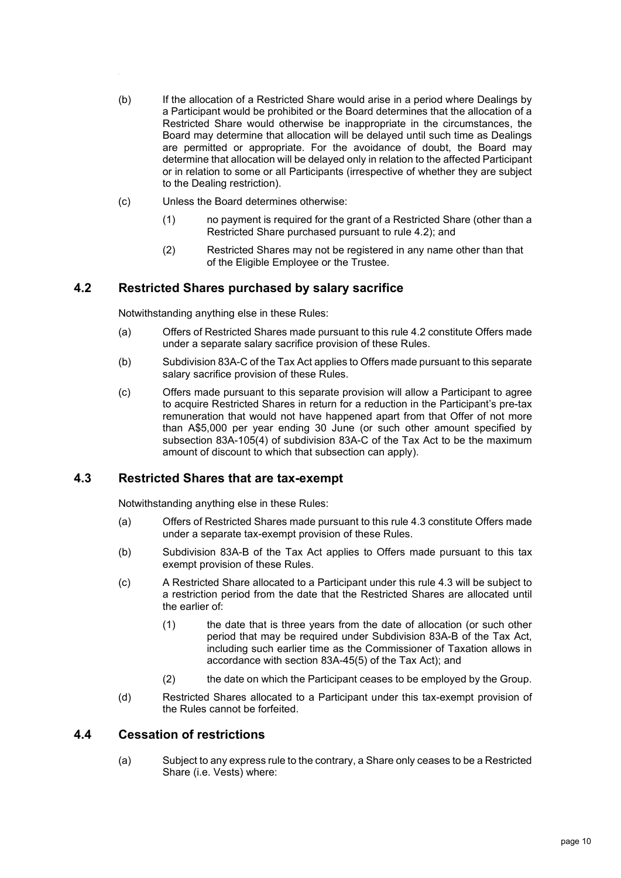(b) If the allocation of a Restricted Share would arise in a period where Dealings by a Participant would be prohibited or the Board determines that the allocation of a Restricted Share would otherwise be inappropriate in the circumstances, the Board may determine that allocation will be delayed until such time as Dealings are permitted or appropriate. For the avoidance of doubt, the Board may determine that allocation will be delayed only in relation to the affected Participant or in relation to some or all Participants (irrespective of whether they are subject to the Dealing restriction).

(c) Unless the Board determines otherwise:

  (1) no payment is required for the grant of a Restricted Share (other than a Restricted Share purchased pursuant to rule 4.2); and

  (2) Restricted Shares may not be registered in any name other than that of the Eligible Employee or the Trustee.

## 4.2 Restricted Shares purchased by salary sacrifice

Notwithstanding anything else in these Rules:

(a) Offers of Restricted Shares made pursuant to this rule 4.2 constitute Offers made under a separate salary sacrifice provision of these Rules.

(b) Subdivision 83A-C of the Tax Act applies to Offers made pursuant to this separate salary sacrifice provision of these Rules.

(c) Offers made pursuant to this separate provision will allow a Participant to agree to acquire Restricted Shares in return for a reduction in the Participant's pre-tax remuneration that would not have happened apart from that Offer of not more than A$5,000 per year ending 30 June (or such other amount specified by subsection 83A-105(4) of subdivision 83A-C of the Tax Act to be the maximum amount of discount to which that subsection can apply).

## 4.3 Restricted Shares that are tax-exempt

Notwithstanding anything else in these Rules:

(a) Offers of Restricted Shares made pursuant to this rule 4.3 constitute Offers made under a separate tax-exempt provision of these Rules.

(b) Subdivision 83A-B of the Tax Act applies to Offers made pursuant to this tax exempt provision of these Rules.

(c) A Restricted Share allocated to a Participant under this rule 4.3 will be subject to a restriction period from the date that the Restricted Shares are allocated until the earlier of:

  (1) the date that is three years from the date of allocation (or such other period that may be required under Subdivision 83A-B of the Tax Act, including such earlier time as the Commissioner of Taxation allows in accordance with section 83A-45(5) of the Tax Act); and

  (2) the date on which the Participant ceases to be employed by the Group.

(d) Restricted Shares allocated to a Participant under this tax-exempt provision of the Rules cannot be forfeited.

## 4.4 Cessation of restrictions

(a) Subject to any express rule to the contrary, a Share only ceases to be a Restricted Share (i.e. Vests) where: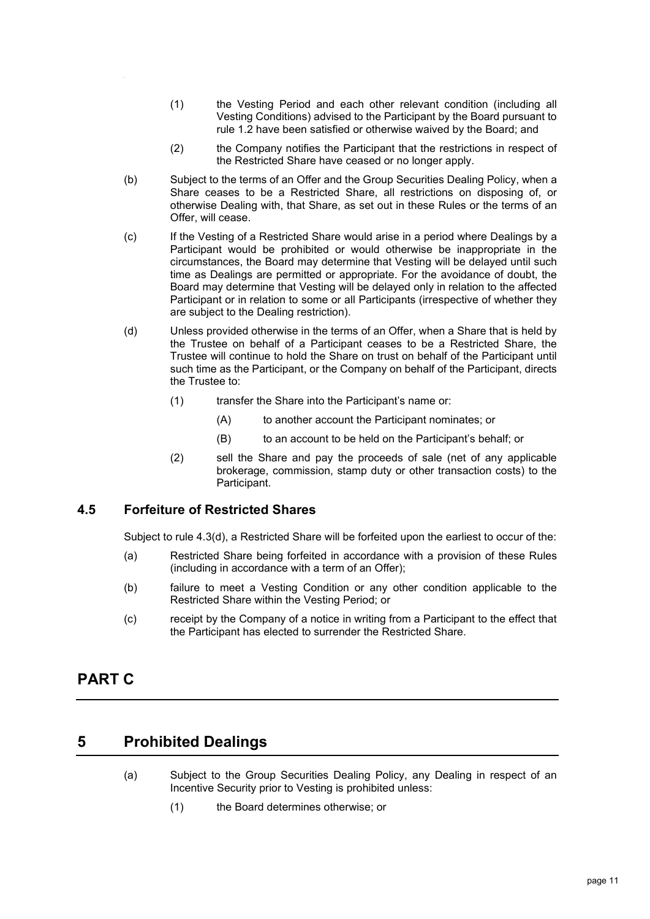(1) the Vesting Period and each other relevant condition (including all Vesting Conditions) advised to the Participant by the Board pursuant to rule 1.2 have been satisfied or otherwise waived by the Board; and

(2) the Company notifies the Participant that the restrictions in respect of the Restricted Share have ceased or no longer apply.

(b) Subject to the terms of an Offer and the Group Securities Dealing Policy, when a Share ceases to be a Restricted Share, all restrictions on disposing of, or otherwise Dealing with, that Share, as set out in these Rules or the terms of an Offer, will cease.

(c) If the Vesting of a Restricted Share would arise in a period where Dealings by a Participant would be prohibited or would otherwise be inappropriate in the circumstances, the Board may determine that Vesting will be delayed until such time as Dealings are permitted or appropriate. For the avoidance of doubt, the Board may determine that Vesting will be delayed only in relation to the affected Participant or in relation to some or all Participants (irrespective of whether they are subject to the Dealing restriction).

(d) Unless provided otherwise in the terms of an Offer, when a Share that is held by the Trustee on behalf of a Participant ceases to be a Restricted Share, the Trustee will continue to hold the Share on trust on behalf of the Participant until such time as the Participant, or the Company on behalf of the Participant, directs the Trustee to:

(1) transfer the Share into the Participant's name or:

(A) to another account the Participant nominates; or

(B) to an account to be held on the Participant's behalf; or

(2) sell the Share and pay the proceeds of sale (net of any applicable brokerage, commission, stamp duty or other transaction costs) to the Participant.

### 4.5 Forfeiture of Restricted Shares

Subject to rule 4.3(d), a Restricted Share will be forfeited upon the earliest to occur of the:

(a) Restricted Share being forfeited in accordance with a provision of these Rules (including in accordance with a term of an Offer);

(b) failure to meet a Vesting Condition or any other condition applicable to the Restricted Share within the Vesting Period; or

(c) receipt by the Company of a notice in writing from a Participant to the effect that the Participant has elected to surrender the Restricted Share.

# PART C

## 5 Prohibited Dealings

(a) Subject to the Group Securities Dealing Policy, any Dealing in respect of an Incentive Security prior to Vesting is prohibited unless:

(1) the Board determines otherwise; or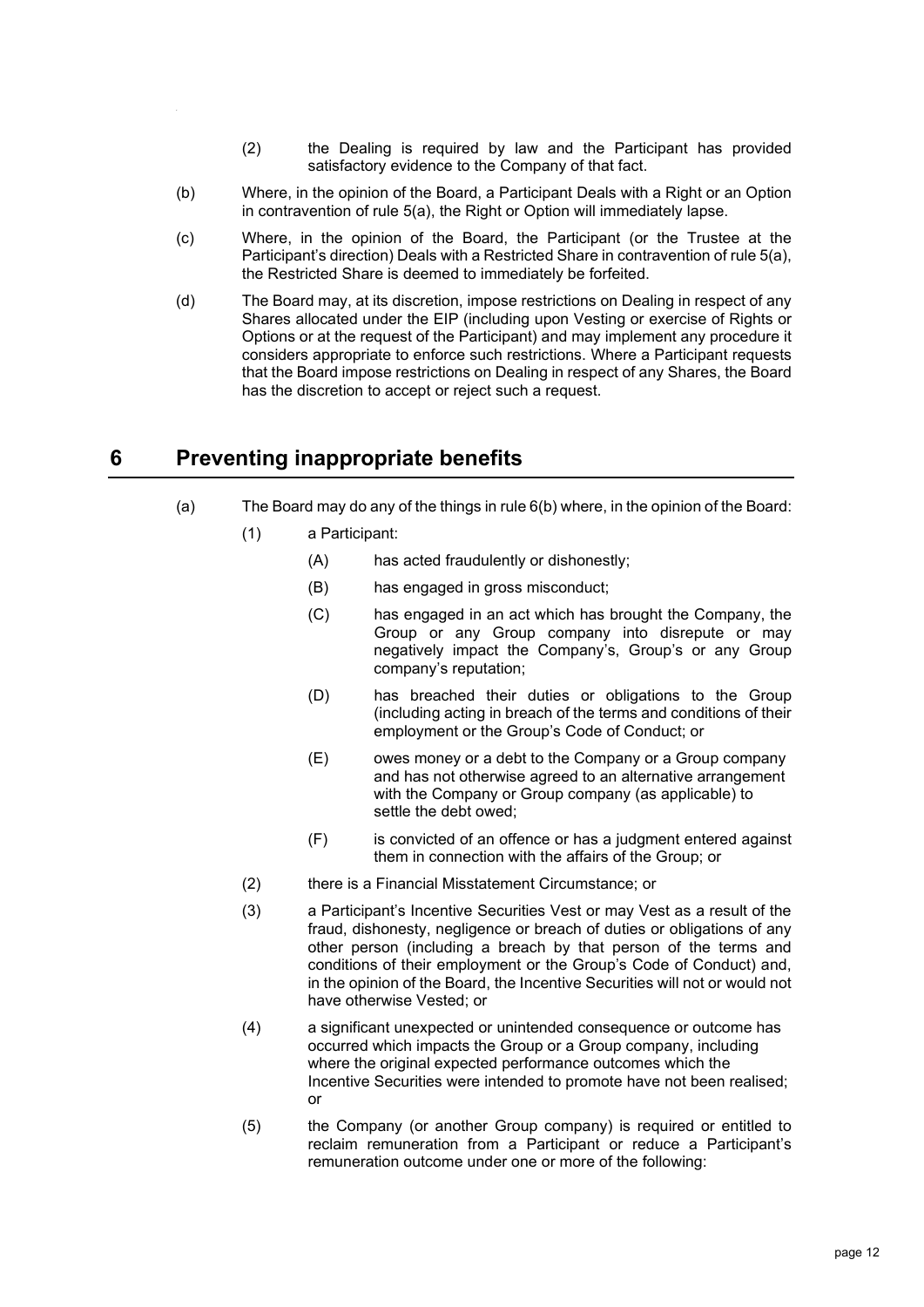(2) the Dealing is required by law and the Participant has provided satisfactory evidence to the Company of that fact.

(b) Where, in the opinion of the Board, a Participant Deals with a Right or an Option in contravention of rule 5(a), the Right or Option will immediately lapse.

(c) Where, in the opinion of the Board, the Participant (or the Trustee at the Participant's direction) Deals with a Restricted Share in contravention of rule 5(a), the Restricted Share is deemed to immediately be forfeited.

(d) The Board may, at its discretion, impose restrictions on Dealing in respect of any Shares allocated under the EIP (including upon Vesting or exercise of Rights or Options or at the request of the Participant) and may implement any procedure it considers appropriate to enforce such restrictions. Where a Participant requests that the Board impose restrictions on Dealing in respect of any Shares, the Board has the discretion to accept or reject such a request.

## 6 Preventing inappropriate benefits

(a) The Board may do any of the things in rule 6(b) where, in the opinion of the Board:

(1) a Participant:

(A) has acted fraudulently or dishonestly;

(B) has engaged in gross misconduct;

(C) has engaged in an act which has brought the Company, the Group or any Group company into disrepute or may negatively impact the Company's, Group's or any Group company's reputation;

(D) has breached their duties or obligations to the Group (including acting in breach of the terms and conditions of their employment or the Group's Code of Conduct; or

(E) owes money or a debt to the Company or a Group company and has not otherwise agreed to an alternative arrangement with the Company or Group company (as applicable) to settle the debt owed;

(F) is convicted of an offence or has a judgment entered against them in connection with the affairs of the Group; or

(2) there is a Financial Misstatement Circumstance; or

(3) a Participant's Incentive Securities Vest or may Vest as a result of the fraud, dishonesty, negligence or breach of duties or obligations of any other person (including a breach by that person of the terms and conditions of their employment or the Group's Code of Conduct) and, in the opinion of the Board, the Incentive Securities will not or would not have otherwise Vested; or

(4) a significant unexpected or unintended consequence or outcome has occurred which impacts the Group or a Group company, including where the original expected performance outcomes which the Incentive Securities were intended to promote have not been realised; or

(5) the Company (or another Group company) is required or entitled to reclaim remuneration from a Participant or reduce a Participant's remuneration outcome under one or more of the following: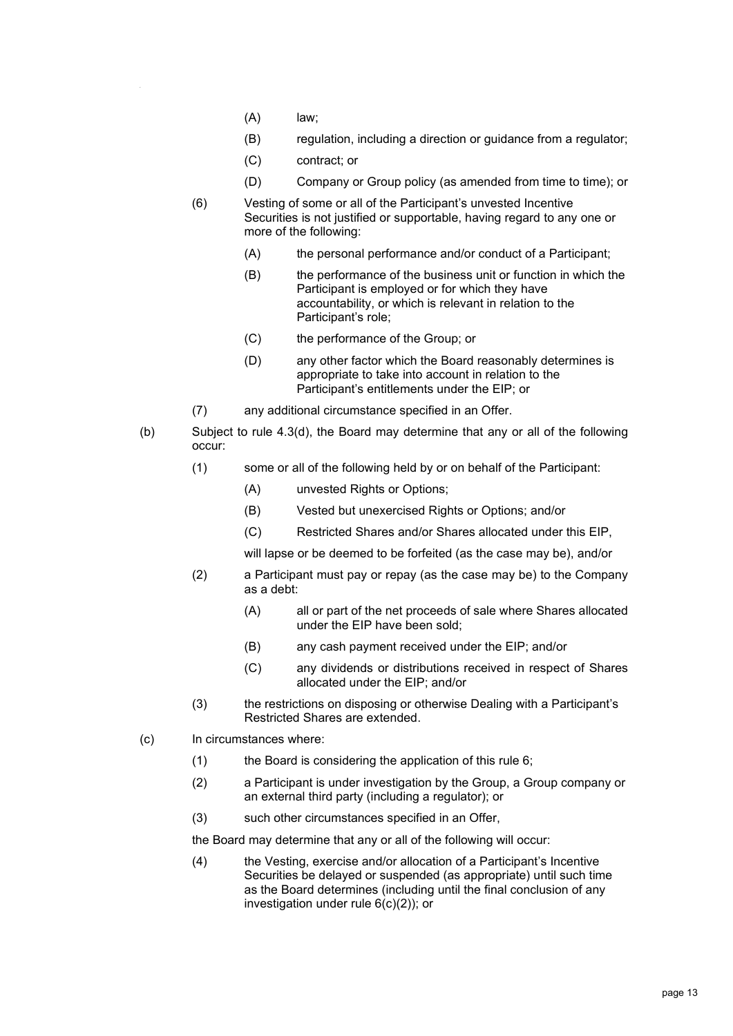(A) law;

(B) regulation, including a direction or guidance from a regulator;

(C) contract; or

(D) Company or Group policy (as amended from time to time); or

(6) Vesting of some or all of the Participant's unvested Incentive Securities is not justified or supportable, having regard to any one or more of the following:

(A) the personal performance and/or conduct of a Participant;

(B) the performance of the business unit or function in which the Participant is employed or for which they have accountability, or which is relevant in relation to the Participant's role;

(C) the performance of the Group; or

(D) any other factor which the Board reasonably determines is appropriate to take into account in relation to the Participant's entitlements under the EIP; or

(7) any additional circumstance specified in an Offer.

(b) Subject to rule 4.3(d), the Board may determine that any or all of the following occur:

(1) some or all of the following held by or on behalf of the Participant:

(A) unvested Rights or Options;

(B) Vested but unexercised Rights or Options; and/or

(C) Restricted Shares and/or Shares allocated under this EIP,

will lapse or be deemed to be forfeited (as the case may be), and/or

(2) a Participant must pay or repay (as the case may be) to the Company as a debt:

(A) all or part of the net proceeds of sale where Shares allocated under the EIP have been sold;

(B) any cash payment received under the EIP; and/or

(C) any dividends or distributions received in respect of Shares allocated under the EIP; and/or

(3) the restrictions on disposing or otherwise Dealing with a Participant's Restricted Shares are extended.

(c) In circumstances where:

(1) the Board is considering the application of this rule 6;

(2) a Participant is under investigation by the Group, a Group company or an external third party (including a regulator); or

(3) such other circumstances specified in an Offer,

the Board may determine that any or all of the following will occur:

(4) the Vesting, exercise and/or allocation of a Participant's Incentive Securities be delayed or suspended (as appropriate) until such time as the Board determines (including until the final conclusion of any investigation under rule 6(c)(2)); or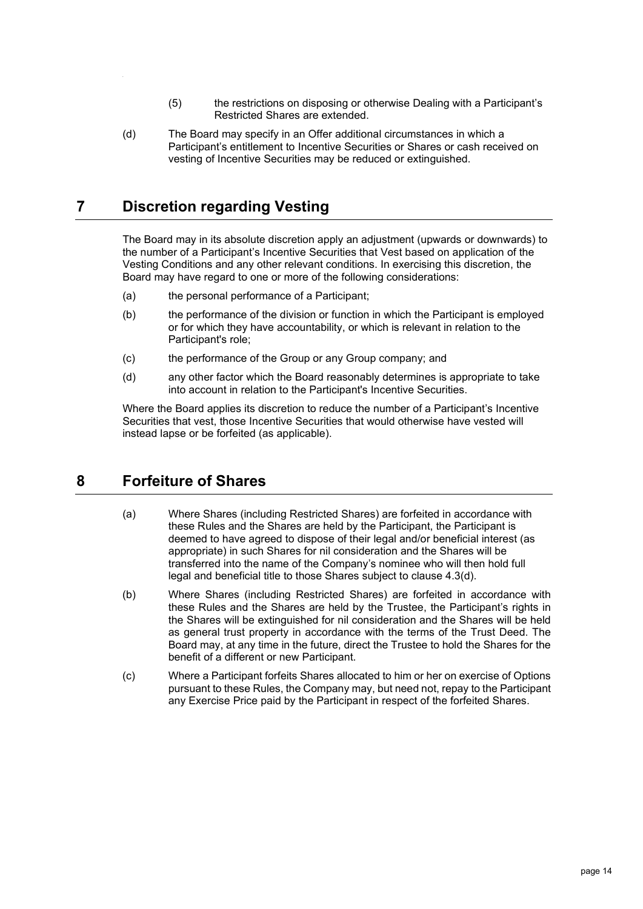(5) the restrictions on disposing or otherwise Dealing with a Participant's Restricted Shares are extended.

(d) The Board may specify in an Offer additional circumstances in which a Participant's entitlement to Incentive Securities or Shares or cash received on vesting of Incentive Securities may be reduced or extinguished.

# 7 Discretion regarding Vesting

The Board may in its absolute discretion apply an adjustment (upwards or downwards) to the number of a Participant's Incentive Securities that Vest based on application of the Vesting Conditions and any other relevant conditions. In exercising this discretion, the Board may have regard to one or more of the following considerations:

(a) the personal performance of a Participant;

(b) the performance of the division or function in which the Participant is employed or for which they have accountability, or which is relevant in relation to the Participant's role;

(c) the performance of the Group or any Group company; and

(d) any other factor which the Board reasonably determines is appropriate to take into account in relation to the Participant's Incentive Securities.

Where the Board applies its discretion to reduce the number of a Participant's Incentive Securities that vest, those Incentive Securities that would otherwise have vested will instead lapse or be forfeited (as applicable).

# 8 Forfeiture of Shares

(a) Where Shares (including Restricted Shares) are forfeited in accordance with these Rules and the Shares are held by the Participant, the Participant is deemed to have agreed to dispose of their legal and/or beneficial interest (as appropriate) in such Shares for nil consideration and the Shares will be transferred into the name of the Company's nominee who will then hold full legal and beneficial title to those Shares subject to clause 4.3(d).

(b) Where Shares (including Restricted Shares) are forfeited in accordance with these Rules and the Shares are held by the Trustee, the Participant's rights in the Shares will be extinguished for nil consideration and the Shares will be held as general trust property in accordance with the terms of the Trust Deed. The Board may, at any time in the future, direct the Trustee to hold the Shares for the benefit of a different or new Participant.

(c) Where a Participant forfeits Shares allocated to him or her on exercise of Options pursuant to these Rules, the Company may, but need not, repay to the Participant any Exercise Price paid by the Participant in respect of the forfeited Shares.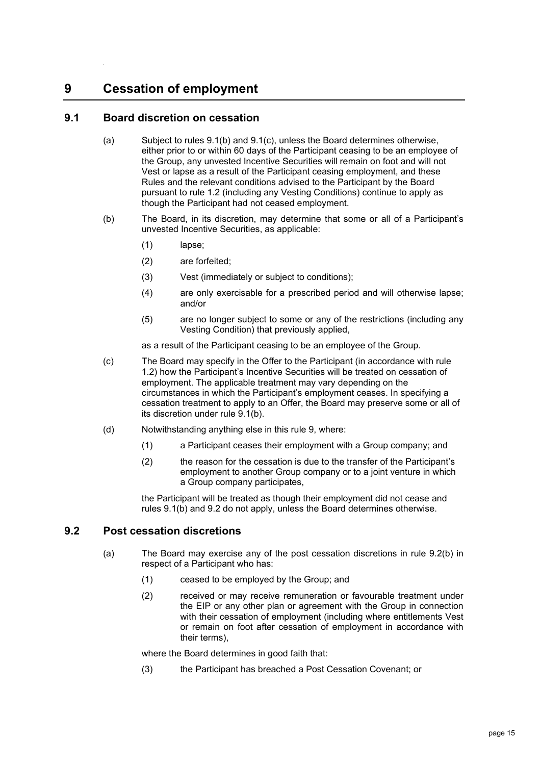# 9 Cessation of employment

## 9.1 Board discretion on cessation

(a) Subject to rules 9.1(b) and 9.1(c), unless the Board determines otherwise, either prior to or within 60 days of the Participant ceasing to be an employee of the Group, any unvested Incentive Securities will remain on foot and will not Vest or lapse as a result of the Participant ceasing employment, and these Rules and the relevant conditions advised to the Participant by the Board pursuant to rule 1.2 (including any Vesting Conditions) continue to apply as though the Participant had not ceased employment.

(b) The Board, in its discretion, may determine that some or all of a Participant's unvested Incentive Securities, as applicable:

(1) lapse;

(2) are forfeited;

(3) Vest (immediately or subject to conditions);

(4) are only exercisable for a prescribed period and will otherwise lapse; and/or

(5) are no longer subject to some or any of the restrictions (including any Vesting Condition) that previously applied,

as a result of the Participant ceasing to be an employee of the Group.

(c) The Board may specify in the Offer to the Participant (in accordance with rule 1.2) how the Participant's Incentive Securities will be treated on cessation of employment. The applicable treatment may vary depending on the circumstances in which the Participant's employment ceases. In specifying a cessation treatment to apply to an Offer, the Board may preserve some or all of its discretion under rule 9.1(b).

(d) Notwithstanding anything else in this rule 9, where:

(1) a Participant ceases their employment with a Group company; and

(2) the reason for the cessation is due to the transfer of the Participant's employment to another Group company or to a joint venture in which a Group company participates,

the Participant will be treated as though their employment did not cease and rules 9.1(b) and 9.2 do not apply, unless the Board determines otherwise.

## 9.2 Post cessation discretions

(a) The Board may exercise any of the post cessation discretions in rule 9.2(b) in respect of a Participant who has:

(1) ceased to be employed by the Group; and

(2) received or may receive remuneration or favourable treatment under the EIP or any other plan or agreement with the Group in connection with their cessation of employment (including where entitlements Vest or remain on foot after cessation of employment in accordance with their terms),

where the Board determines in good faith that:

(3) the Participant has breached a Post Cessation Covenant; or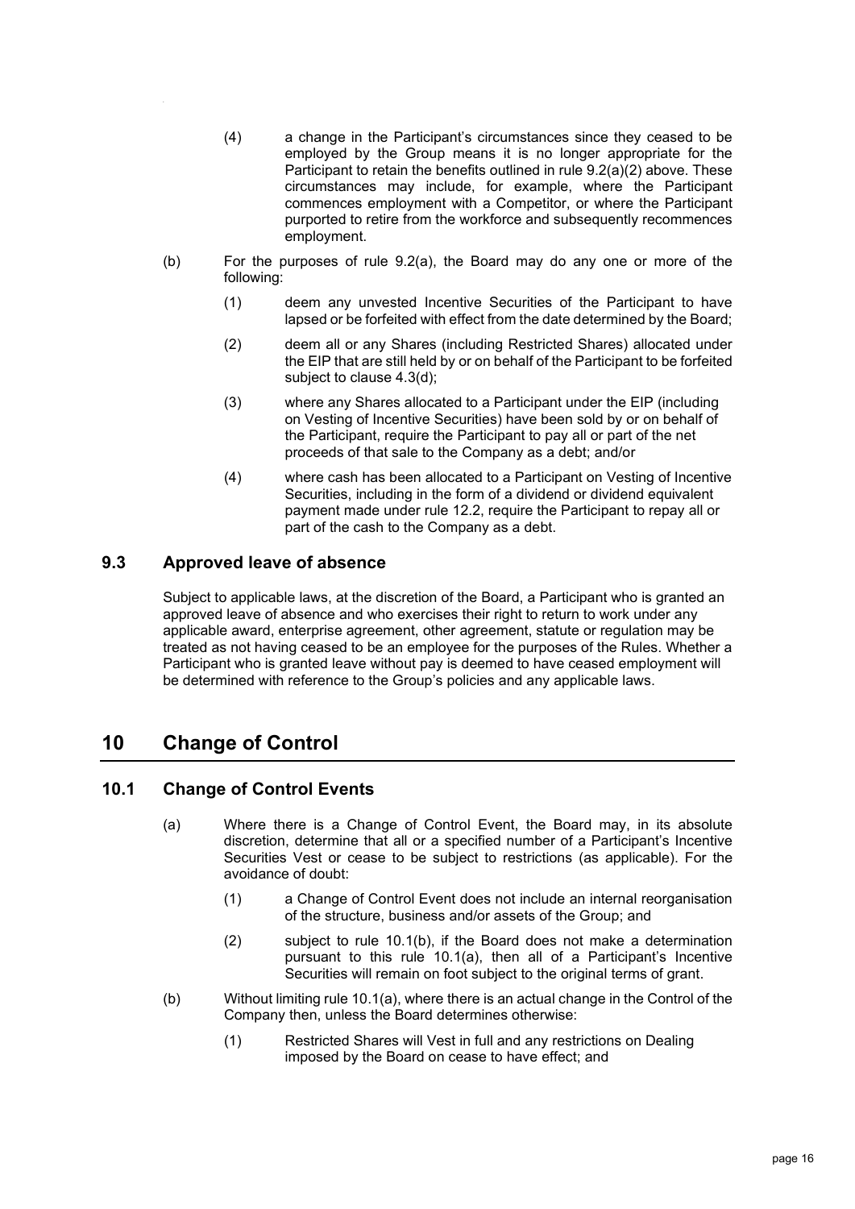(4) a change in the Participant's circumstances since they ceased to be employed by the Group means it is no longer appropriate for the Participant to retain the benefits outlined in rule 9.2(a)(2) above. These circumstances may include, for example, where the Participant commences employment with a Competitor, or where the Participant purported to retire from the workforce and subsequently recommences employment.

(b) For the purposes of rule 9.2(a), the Board may do any one or more of the following:

(1) deem any unvested Incentive Securities of the Participant to have lapsed or be forfeited with effect from the date determined by the Board;

(2) deem all or any Shares (including Restricted Shares) allocated under the EIP that are still held by or on behalf of the Participant to be forfeited subject to clause 4.3(d);

(3) where any Shares allocated to a Participant under the EIP (including on Vesting of Incentive Securities) have been sold by or on behalf of the Participant, require the Participant to pay all or part of the net proceeds of that sale to the Company as a debt; and/or

(4) where cash has been allocated to a Participant on Vesting of Incentive Securities, including in the form of a dividend or dividend equivalent payment made under rule 12.2, require the Participant to repay all or part of the cash to the Company as a debt.

### 9.3 Approved leave of absence

Subject to applicable laws, at the discretion of the Board, a Participant who is granted an approved leave of absence and who exercises their right to return to work under any applicable award, enterprise agreement, other agreement, statute or regulation may be treated as not having ceased to be an employee for the purposes of the Rules. Whether a Participant who is granted leave without pay is deemed to have ceased employment will be determined with reference to the Group's policies and any applicable laws.

## 10 Change of Control

### 10.1 Change of Control Events

(a) Where there is a Change of Control Event, the Board may, in its absolute discretion, determine that all or a specified number of a Participant's Incentive Securities Vest or cease to be subject to restrictions (as applicable). For the avoidance of doubt:

(1) a Change of Control Event does not include an internal reorganisation of the structure, business and/or assets of the Group; and

(2) subject to rule 10.1(b), if the Board does not make a determination pursuant to this rule 10.1(a), then all of a Participant's Incentive Securities will remain on foot subject to the original terms of grant.

(b) Without limiting rule 10.1(a), where there is an actual change in the Control of the Company then, unless the Board determines otherwise:

(1) Restricted Shares will Vest in full and any restrictions on Dealing imposed by the Board on cease to have effect; and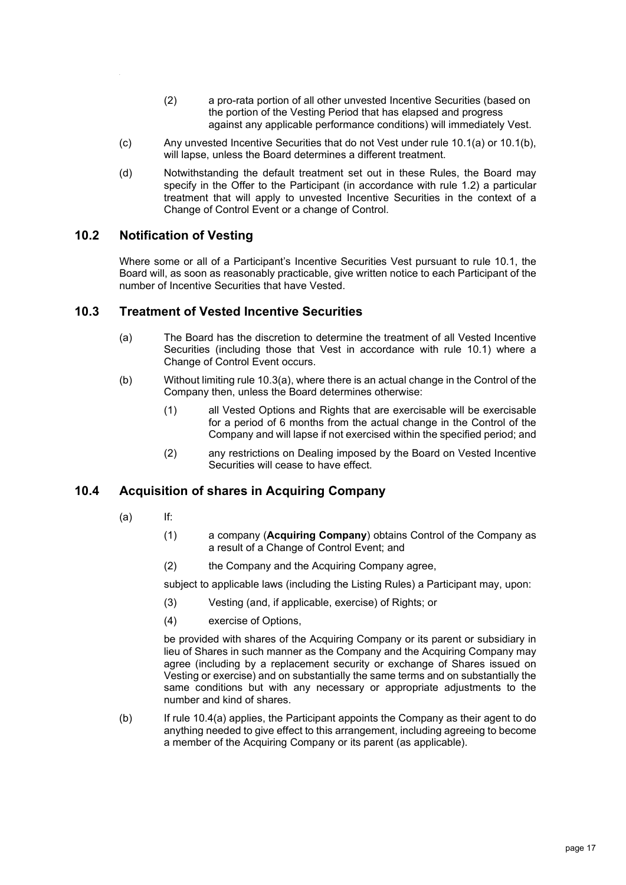(2) a pro-rata portion of all other unvested Incentive Securities (based on the portion of the Vesting Period that has elapsed and progress against any applicable performance conditions) will immediately Vest.

(c) Any unvested Incentive Securities that do not Vest under rule 10.1(a) or 10.1(b), will lapse, unless the Board determines a different treatment.

(d) Notwithstanding the default treatment set out in these Rules, the Board may specify in the Offer to the Participant (in accordance with rule 1.2) a particular treatment that will apply to unvested Incentive Securities in the context of a Change of Control Event or a change of Control.

## 10.2 Notification of Vesting

Where some or all of a Participant's Incentive Securities Vest pursuant to rule 10.1, the Board will, as soon as reasonably practicable, give written notice to each Participant of the number of Incentive Securities that have Vested.

## 10.3 Treatment of Vested Incentive Securities

(a) The Board has the discretion to determine the treatment of all Vested Incentive Securities (including those that Vest in accordance with rule 10.1) where a Change of Control Event occurs.

(b) Without limiting rule 10.3(a), where there is an actual change in the Control of the Company then, unless the Board determines otherwise:

(1) all Vested Options and Rights that are exercisable will be exercisable for a period of 6 months from the actual change in the Control of the Company and will lapse if not exercised within the specified period; and

(2) any restrictions on Dealing imposed by the Board on Vested Incentive Securities will cease to have effect.

## 10.4 Acquisition of shares in Acquiring Company

(a) If:

(1) a company (**Acquiring Company**) obtains Control of the Company as a result of a Change of Control Event; and

(2) the Company and the Acquiring Company agree,

subject to applicable laws (including the Listing Rules) a Participant may, upon:

(3) Vesting (and, if applicable, exercise) of Rights; or

(4) exercise of Options,

be provided with shares of the Acquiring Company or its parent or subsidiary in lieu of Shares in such manner as the Company and the Acquiring Company may agree (including by a replacement security or exchange of Shares issued on Vesting or exercise) and on substantially the same terms and on substantially the same conditions but with any necessary or appropriate adjustments to the number and kind of shares.

(b) If rule 10.4(a) applies, the Participant appoints the Company as their agent to do anything needed to give effect to this arrangement, including agreeing to become a member of the Acquiring Company or its parent (as applicable).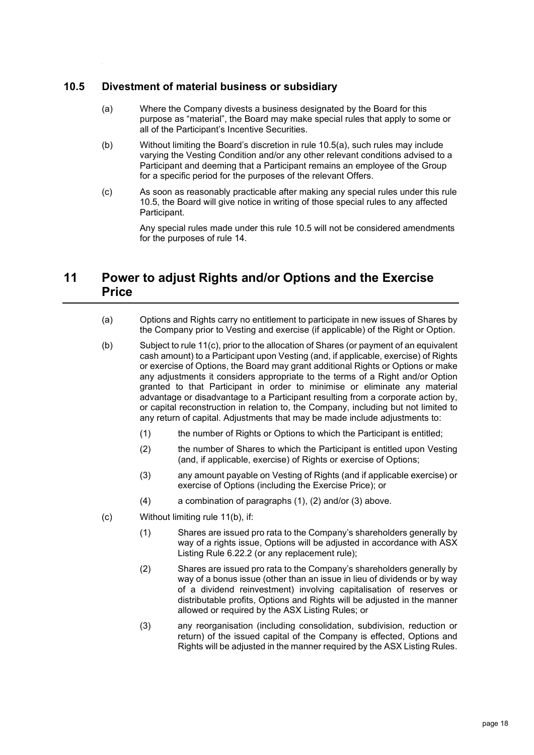### 10.5 Divestment of material business or subsidiary

(a) Where the Company divests a business designated by the Board for this purpose as "material", the Board may make special rules that apply to some or all of the Participant's Incentive Securities.

(b) Without limiting the Board's discretion in rule 10.5(a), such rules may include varying the Vesting Condition and/or any other relevant conditions advised to a Participant and deeming that a Participant remains an employee of the Group for a specific period for the purposes of the relevant Offers.

(c) As soon as reasonably practicable after making any special rules under this rule 10.5, the Board will give notice in writing of those special rules to any affected Participant.

Any special rules made under this rule 10.5 will not be considered amendments for the purposes of rule 14.

## 11 Power to adjust Rights and/or Options and the Exercise Price

(a) Options and Rights carry no entitlement to participate in new issues of Shares by the Company prior to Vesting and exercise (if applicable) of the Right or Option.

(b) Subject to rule 11(c), prior to the allocation of Shares (or payment of an equivalent cash amount) to a Participant upon Vesting (and, if applicable, exercise) of Rights or exercise of Options, the Board may grant additional Rights or Options or make any adjustments it considers appropriate to the terms of a Right and/or Option granted to that Participant in order to minimise or eliminate any material advantage or disadvantage to a Participant resulting from a corporate action by, or capital reconstruction in relation to, the Company, including but not limited to any return of capital. Adjustments that may be made include adjustments to:

(1) the number of Rights or Options to which the Participant is entitled;

(2) the number of Shares to which the Participant is entitled upon Vesting (and, if applicable, exercise) of Rights or exercise of Options;

(3) any amount payable on Vesting of Rights (and if applicable exercise) or exercise of Options (including the Exercise Price); or

(4) a combination of paragraphs (1), (2) and/or (3) above.

(c) Without limiting rule 11(b), if:

(1) Shares are issued pro rata to the Company's shareholders generally by way of a rights issue, Options will be adjusted in accordance with ASX Listing Rule 6.22.2 (or any replacement rule);

(2) Shares are issued pro rata to the Company's shareholders generally by way of a bonus issue (other than an issue in lieu of dividends or by way of a dividend reinvestment) involving capitalisation of reserves or distributable profits, Options and Rights will be adjusted in the manner allowed or required by the ASX Listing Rules; or

(3) any reorganisation (including consolidation, subdivision, reduction or return) of the issued capital of the Company is effected, Options and Rights will be adjusted in the manner required by the ASX Listing Rules.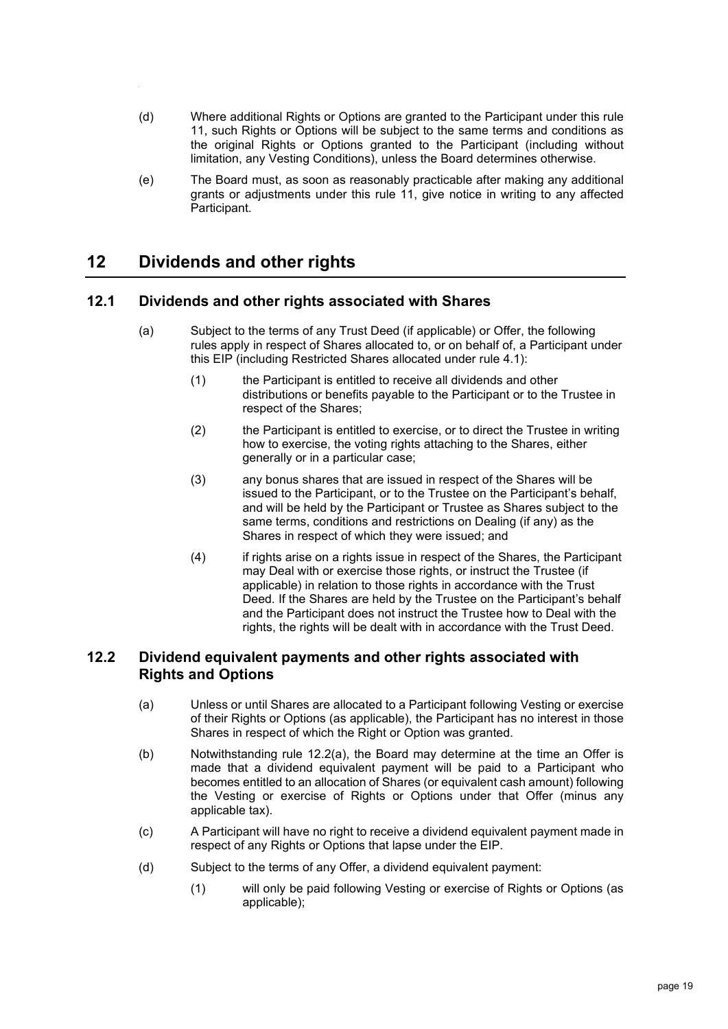(d) Where additional Rights or Options are granted to the Participant under this rule 11, such Rights or Options will be subject to the same terms and conditions as the original Rights or Options granted to the Participant (including without limitation, any Vesting Conditions), unless the Board determines otherwise.

(e) The Board must, as soon as reasonably practicable after making any additional grants or adjustments under this rule 11, give notice in writing to any affected Participant.

# 12 Dividends and other rights

## 12.1 Dividends and other rights associated with Shares

(a) Subject to the terms of any Trust Deed (if applicable) or Offer, the following rules apply in respect of Shares allocated to, or on behalf of, a Participant under this EIP (including Restricted Shares allocated under rule 4.1):

(1) the Participant is entitled to receive all dividends and other distributions or benefits payable to the Participant or to the Trustee in respect of the Shares;

(2) the Participant is entitled to exercise, or to direct the Trustee in writing how to exercise, the voting rights attaching to the Shares, either generally or in a particular case;

(3) any bonus shares that are issued in respect of the Shares will be issued to the Participant, or to the Trustee on the Participant's behalf, and will be held by the Participant or Trustee as Shares subject to the same terms, conditions and restrictions on Dealing (if any) as the Shares in respect of which they were issued; and

(4) if rights arise on a rights issue in respect of the Shares, the Participant may Deal with or exercise those rights, or instruct the Trustee (if applicable) in relation to those rights in accordance with the Trust Deed. If the Shares are held by the Trustee on the Participant's behalf and the Participant does not instruct the Trustee how to Deal with the rights, the rights will be dealt with in accordance with the Trust Deed.

## 12.2 Dividend equivalent payments and other rights associated with Rights and Options

(a) Unless or until Shares are allocated to a Participant following Vesting or exercise of their Rights or Options (as applicable), the Participant has no interest in those Shares in respect of which the Right or Option was granted.

(b) Notwithstanding rule 12.2(a), the Board may determine at the time an Offer is made that a dividend equivalent payment will be paid to a Participant who becomes entitled to an allocation of Shares (or equivalent cash amount) following the Vesting or exercise of Rights or Options under that Offer (minus any applicable tax).

(c) A Participant will have no right to receive a dividend equivalent payment made in respect of any Rights or Options that lapse under the EIP.

(d) Subject to the terms of any Offer, a dividend equivalent payment:

(1) will only be paid following Vesting or exercise of Rights or Options (as applicable);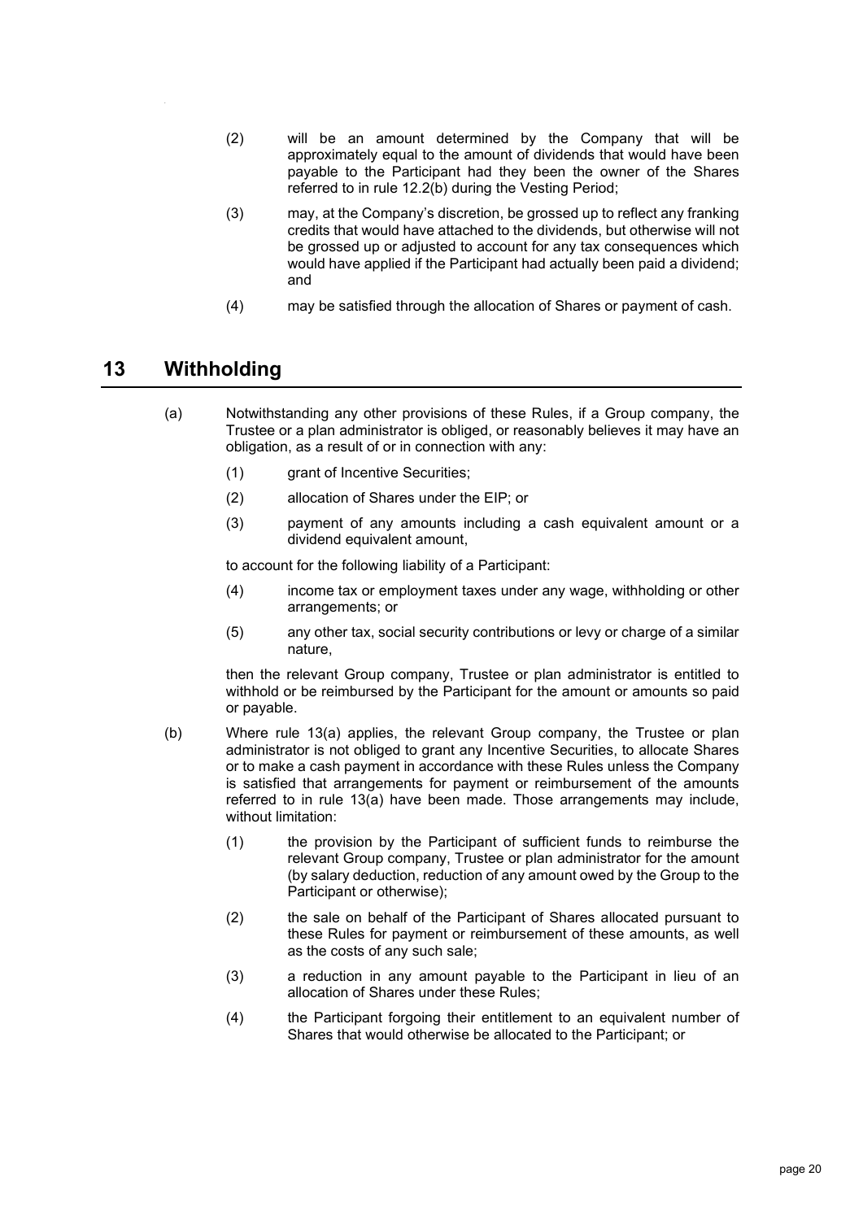(2) will be an amount determined by the Company that will be approximately equal to the amount of dividends that would have been payable to the Participant had they been the owner of the Shares referred to in rule 12.2(b) during the Vesting Period;

(3) may, at the Company's discretion, be grossed up to reflect any franking credits that would have attached to the dividends, but otherwise will not be grossed up or adjusted to account for any tax consequences which would have applied if the Participant had actually been paid a dividend; and

(4) may be satisfied through the allocation of Shares or payment of cash.

# 13 Withholding

(a) Notwithstanding any other provisions of these Rules, if a Group company, the Trustee or a plan administrator is obliged, or reasonably believes it may have an obligation, as a result of or in connection with any:

(1) grant of Incentive Securities;

(2) allocation of Shares under the EIP; or

(3) payment of any amounts including a cash equivalent amount or a dividend equivalent amount,

to account for the following liability of a Participant:

(4) income tax or employment taxes under any wage, withholding or other arrangements; or

(5) any other tax, social security contributions or levy or charge of a similar nature,

then the relevant Group company, Trustee or plan administrator is entitled to withhold or be reimbursed by the Participant for the amount or amounts so paid or payable.

(b) Where rule 13(a) applies, the relevant Group company, the Trustee or plan administrator is not obliged to grant any Incentive Securities, to allocate Shares or to make a cash payment in accordance with these Rules unless the Company is satisfied that arrangements for payment or reimbursement of the amounts referred to in rule 13(a) have been made. Those arrangements may include, without limitation:

(1) the provision by the Participant of sufficient funds to reimburse the relevant Group company, Trustee or plan administrator for the amount (by salary deduction, reduction of any amount owed by the Group to the Participant or otherwise);

(2) the sale on behalf of the Participant of Shares allocated pursuant to these Rules for payment or reimbursement of these amounts, as well as the costs of any such sale;

(3) a reduction in any amount payable to the Participant in lieu of an allocation of Shares under these Rules;

(4) the Participant forgoing their entitlement to an equivalent number of Shares that would otherwise be allocated to the Participant; or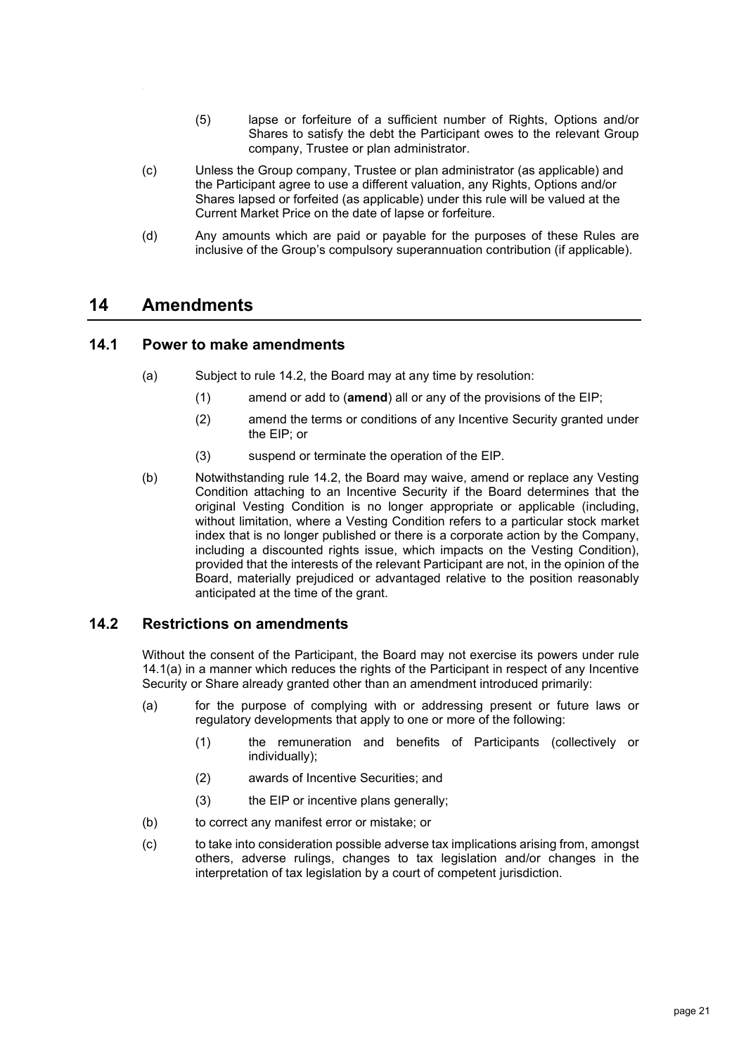(5) lapse or forfeiture of a sufficient number of Rights, Options and/or Shares to satisfy the debt the Participant owes to the relevant Group company, Trustee or plan administrator.

(c) Unless the Group company, Trustee or plan administrator (as applicable) and the Participant agree to use a different valuation, any Rights, Options and/or Shares lapsed or forfeited (as applicable) under this rule will be valued at the Current Market Price on the date of lapse or forfeiture.

(d) Any amounts which are paid or payable for the purposes of these Rules are inclusive of the Group's compulsory superannuation contribution (if applicable).

# 14 Amendments

## 14.1 Power to make amendments

(a) Subject to rule 14.2, the Board may at any time by resolution:

(1) amend or add to (**amend**) all or any of the provisions of the EIP;

(2) amend the terms or conditions of any Incentive Security granted under the EIP; or

(3) suspend or terminate the operation of the EIP.

(b) Notwithstanding rule 14.2, the Board may waive, amend or replace any Vesting Condition attaching to an Incentive Security if the Board determines that the original Vesting Condition is no longer appropriate or applicable (including, without limitation, where a Vesting Condition refers to a particular stock market index that is no longer published or there is a corporate action by the Company, including a discounted rights issue, which impacts on the Vesting Condition), provided that the interests of the relevant Participant are not, in the opinion of the Board, materially prejudiced or advantaged relative to the position reasonably anticipated at the time of the grant.

## 14.2 Restrictions on amendments

Without the consent of the Participant, the Board may not exercise its powers under rule 14.1(a) in a manner which reduces the rights of the Participant in respect of any Incentive Security or Share already granted other than an amendment introduced primarily:

(a) for the purpose of complying with or addressing present or future laws or regulatory developments that apply to one or more of the following:

(1) the remuneration and benefits of Participants (collectively or individually);

(2) awards of Incentive Securities; and

(3) the EIP or incentive plans generally;

(b) to correct any manifest error or mistake; or

(c) to take into consideration possible adverse tax implications arising from, amongst others, adverse rulings, changes to tax legislation and/or changes in the interpretation of tax legislation by a court of competent jurisdiction.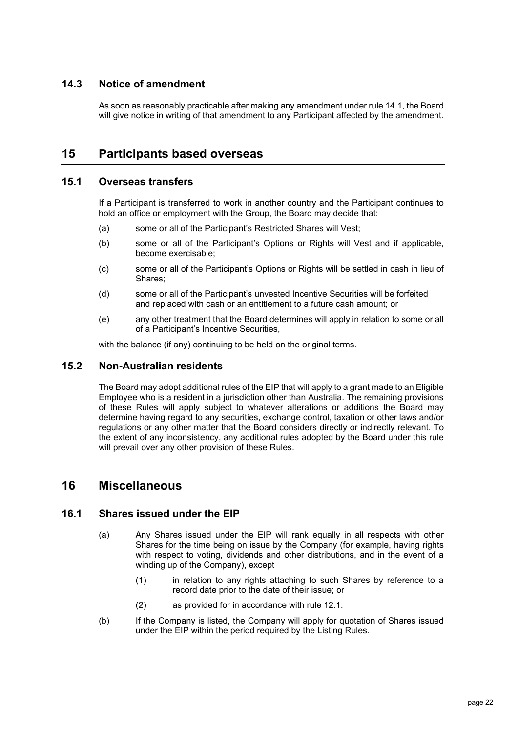### 14.3 Notice of amendment

As soon as reasonably practicable after making any amendment under rule 14.1, the Board will give notice in writing of that amendment to any Participant affected by the amendment.

## 15 Participants based overseas

### 15.1 Overseas transfers

If a Participant is transferred to work in another country and the Participant continues to hold an office or employment with the Group, the Board may decide that:

(a) some or all of the Participant's Restricted Shares will Vest;

(b) some or all of the Participant's Options or Rights will Vest and if applicable, become exercisable;

(c) some or all of the Participant's Options or Rights will be settled in cash in lieu of Shares;

(d) some or all of the Participant's unvested Incentive Securities will be forfeited and replaced with cash or an entitlement to a future cash amount; or

(e) any other treatment that the Board determines will apply in relation to some or all of a Participant's Incentive Securities,

with the balance (if any) continuing to be held on the original terms.

### 15.2 Non-Australian residents

The Board may adopt additional rules of the EIP that will apply to a grant made to an Eligible Employee who is a resident in a jurisdiction other than Australia. The remaining provisions of these Rules will apply subject to whatever alterations or additions the Board may determine having regard to any securities, exchange control, taxation or other laws and/or regulations or any other matter that the Board considers directly or indirectly relevant. To the extent of any inconsistency, any additional rules adopted by the Board under this rule will prevail over any other provision of these Rules.

## 16 Miscellaneous

### 16.1 Shares issued under the EIP

(a) Any Shares issued under the EIP will rank equally in all respects with other Shares for the time being on issue by the Company (for example, having rights with respect to voting, dividends and other distributions, and in the event of a winding up of the Company), except

   (1) in relation to any rights attaching to such Shares by reference to a record date prior to the date of their issue; or

   (2) as provided for in accordance with rule 12.1.

(b) If the Company is listed, the Company will apply for quotation of Shares issued under the EIP within the period required by the Listing Rules.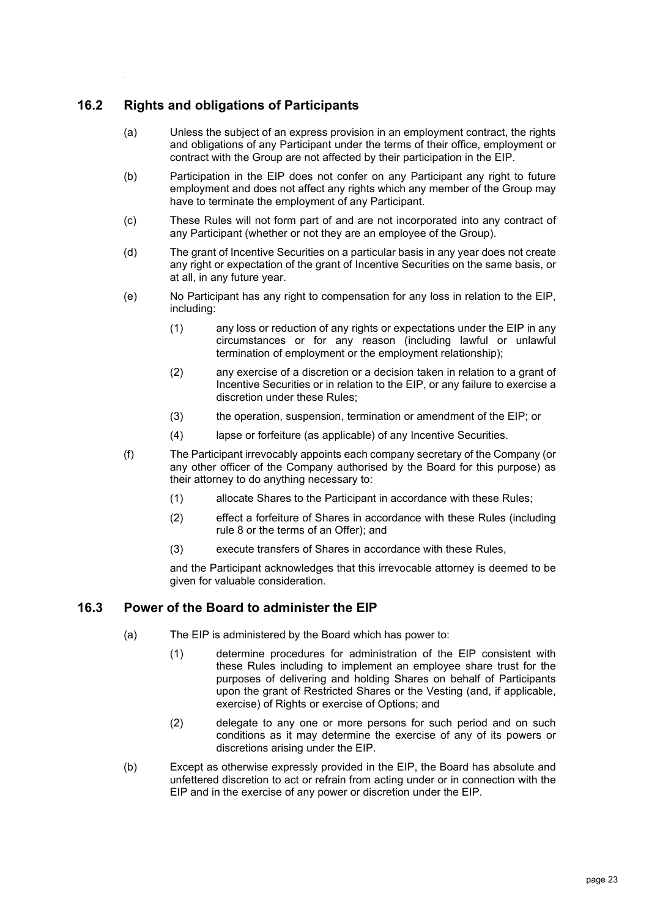## 16.2 Rights and obligations of Participants

(a) Unless the subject of an express provision in an employment contract, the rights and obligations of any Participant under the terms of their office, employment or contract with the Group are not affected by their participation in the EIP.

(b) Participation in the EIP does not confer on any Participant any right to future employment and does not affect any rights which any member of the Group may have to terminate the employment of any Participant.

(c) These Rules will not form part of and are not incorporated into any contract of any Participant (whether or not they are an employee of the Group).

(d) The grant of Incentive Securities on a particular basis in any year does not create any right or expectation of the grant of Incentive Securities on the same basis, or at all, in any future year.

(e) No Participant has any right to compensation for any loss in relation to the EIP, including:

(1) any loss or reduction of any rights or expectations under the EIP in any circumstances or for any reason (including lawful or unlawful termination of employment or the employment relationship);

(2) any exercise of a discretion or a decision taken in relation to a grant of Incentive Securities or in relation to the EIP, or any failure to exercise a discretion under these Rules;

(3) the operation, suspension, termination or amendment of the EIP; or

(4) lapse or forfeiture (as applicable) of any Incentive Securities.

(f) The Participant irrevocably appoints each company secretary of the Company (or any other officer of the Company authorised by the Board for this purpose) as their attorney to do anything necessary to:

(1) allocate Shares to the Participant in accordance with these Rules;

(2) effect a forfeiture of Shares in accordance with these Rules (including rule 8 or the terms of an Offer); and

(3) execute transfers of Shares in accordance with these Rules,

and the Participant acknowledges that this irrevocable attorney is deemed to be given for valuable consideration.

## 16.3 Power of the Board to administer the EIP

(a) The EIP is administered by the Board which has power to:

(1) determine procedures for administration of the EIP consistent with these Rules including to implement an employee share trust for the purposes of delivering and holding Shares on behalf of Participants upon the grant of Restricted Shares or the Vesting (and, if applicable, exercise) of Rights or exercise of Options; and

(2) delegate to any one or more persons for such period and on such conditions as it may determine the exercise of any of its powers or discretions arising under the EIP.

(b) Except as otherwise expressly provided in the EIP, the Board has absolute and unfettered discretion to act or refrain from acting under or in connection with the EIP and in the exercise of any power or discretion under the EIP.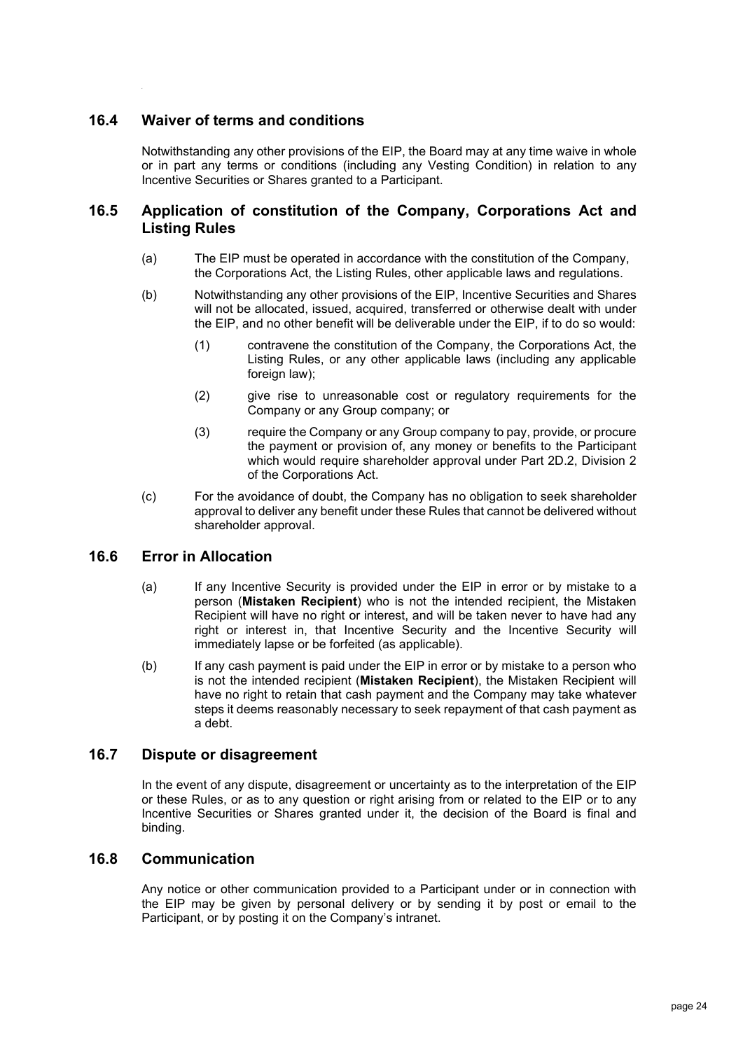## 16.4 Waiver of terms and conditions

Notwithstanding any other provisions of the EIP, the Board may at any time waive in whole or in part any terms or conditions (including any Vesting Condition) in relation to any Incentive Securities or Shares granted to a Participant.

## 16.5 Application of constitution of the Company, Corporations Act and Listing Rules

(a) The EIP must be operated in accordance with the constitution of the Company, the Corporations Act, the Listing Rules, other applicable laws and regulations.

(b) Notwithstanding any other provisions of the EIP, Incentive Securities and Shares will not be allocated, issued, acquired, transferred or otherwise dealt with under the EIP, and no other benefit will be deliverable under the EIP, if to do so would:

(1) contravene the constitution of the Company, the Corporations Act, the Listing Rules, or any other applicable laws (including any applicable foreign law);

(2) give rise to unreasonable cost or regulatory requirements for the Company or any Group company; or

(3) require the Company or any Group company to pay, provide, or procure the payment or provision of, any money or benefits to the Participant which would require shareholder approval under Part 2D.2, Division 2 of the Corporations Act.

(c) For the avoidance of doubt, the Company has no obligation to seek shareholder approval to deliver any benefit under these Rules that cannot be delivered without shareholder approval.

## 16.6 Error in Allocation

(a) If any Incentive Security is provided under the EIP in error or by mistake to a person (**Mistaken Recipient**) who is not the intended recipient, the Mistaken Recipient will have no right or interest, and will be taken never to have had any right or interest in, that Incentive Security and the Incentive Security will immediately lapse or be forfeited (as applicable).

(b) If any cash payment is paid under the EIP in error or by mistake to a person who is not the intended recipient (**Mistaken Recipient**), the Mistaken Recipient will have no right to retain that cash payment and the Company may take whatever steps it deems reasonably necessary to seek repayment of that cash payment as a debt.

## 16.7 Dispute or disagreement

In the event of any dispute, disagreement or uncertainty as to the interpretation of the EIP or these Rules, or as to any question or right arising from or related to the EIP or to any Incentive Securities or Shares granted under it, the decision of the Board is final and binding.

## 16.8 Communication

Any notice or other communication provided to a Participant under or in connection with the EIP may be given by personal delivery or by sending it by post or email to the Participant, or by posting it on the Company's intranet.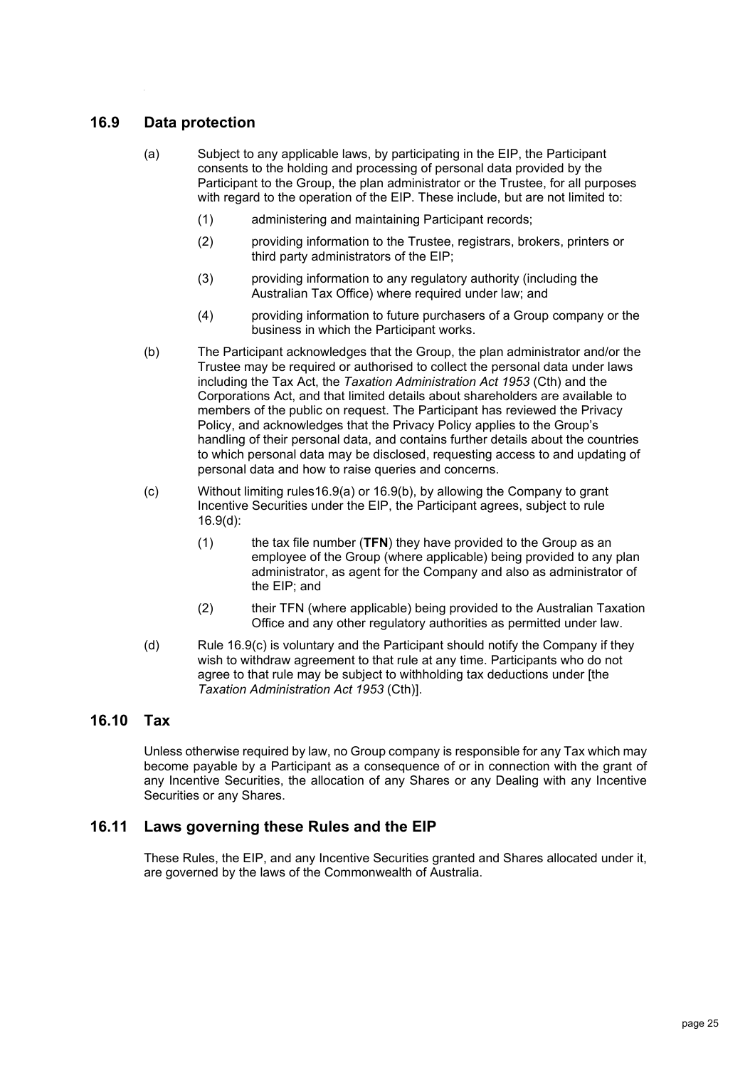## 16.9 Data protection

(a) Subject to any applicable laws, by participating in the EIP, the Participant consents to the holding and processing of personal data provided by the Participant to the Group, the plan administrator or the Trustee, for all purposes with regard to the operation of the EIP. These include, but are not limited to:

(1) administering and maintaining Participant records;

(2) providing information to the Trustee, registrars, brokers, printers or third party administrators of the EIP;

(3) providing information to any regulatory authority (including the Australian Tax Office) where required under law; and

(4) providing information to future purchasers of a Group company or the business in which the Participant works.

(b) The Participant acknowledges that the Group, the plan administrator and/or the Trustee may be required or authorised to collect the personal data under laws including the Tax Act, the *Taxation Administration Act 1953* (Cth) and the Corporations Act, and that limited details about shareholders are available to members of the public on request. The Participant has reviewed the Privacy Policy, and acknowledges that the Privacy Policy applies to the Group's handling of their personal data, and contains further details about the countries to which personal data may be disclosed, requesting access to and updating of personal data and how to raise queries and concerns.

(c) Without limiting rules16.9(a) or 16.9(b), by allowing the Company to grant Incentive Securities under the EIP, the Participant agrees, subject to rule 16.9(d):

(1) the tax file number (**TFN**) they have provided to the Group as an employee of the Group (where applicable) being provided to any plan administrator, as agent for the Company and also as administrator of the EIP; and

(2) their TFN (where applicable) being provided to the Australian Taxation Office and any other regulatory authorities as permitted under law.

(d) Rule 16.9(c) is voluntary and the Participant should notify the Company if they wish to withdraw agreement to that rule at any time. Participants who do not agree to that rule may be subject to withholding tax deductions under [the *Taxation Administration Act 1953* (Cth)].

## 16.10 Tax

Unless otherwise required by law, no Group company is responsible for any Tax which may become payable by a Participant as a consequence of or in connection with the grant of any Incentive Securities, the allocation of any Shares or any Dealing with any Incentive Securities or any Shares.

## 16.11 Laws governing these Rules and the EIP

These Rules, the EIP, and any Incentive Securities granted and Shares allocated under it, are governed by the laws of the Commonwealth of Australia.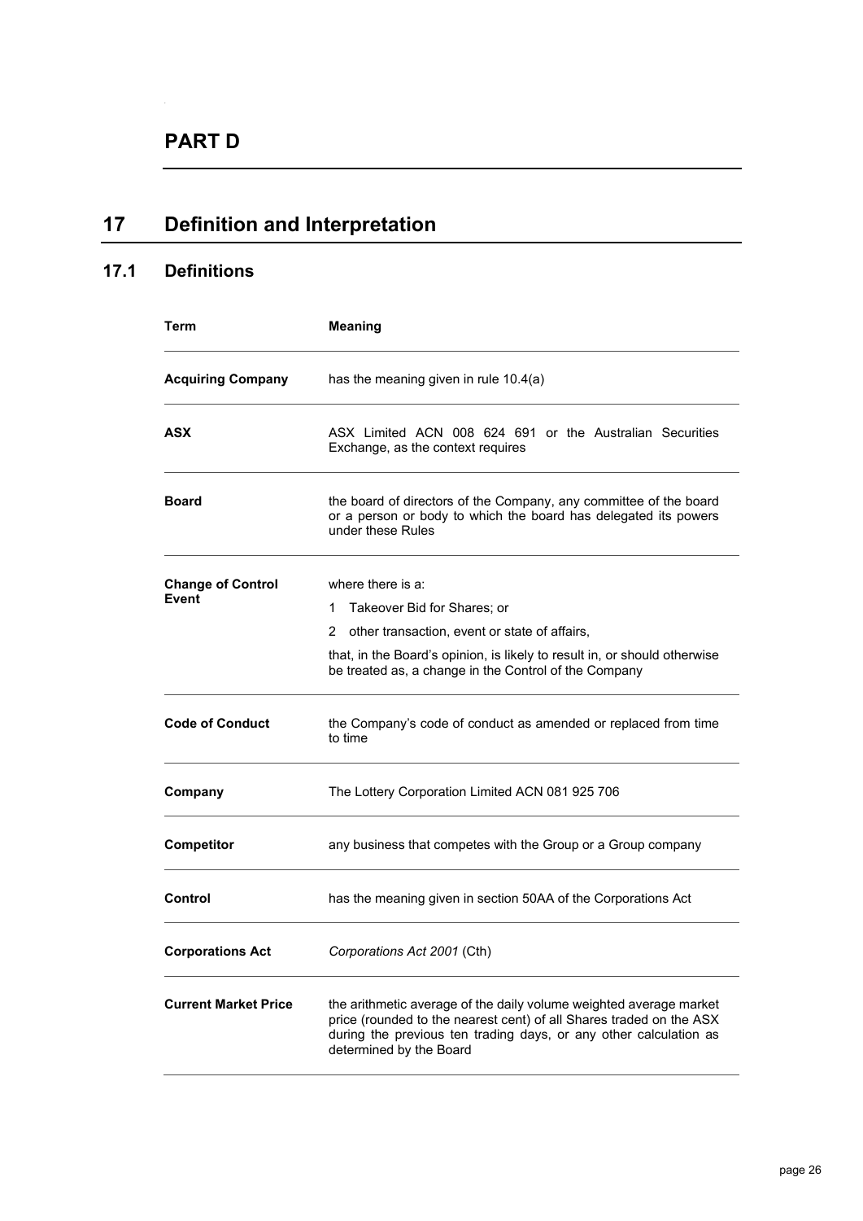# PART D

## 17 Definition and Interpretation

### 17.1 Definitions

| Term | Meaning |
|---|---|
| **Acquiring Company** | has the meaning given in rule 10.4(a) |
| **ASX** | ASX Limited ACN 008 624 691 or the Australian Securities Exchange, as the context requires |
| **Board** | the board of directors of the Company, any committee of the board or a person or body to which the board has delegated its powers under these Rules |
| **Change of Control Event** | where there is a: 1 Takeover Bid for Shares; or 2 other transaction, event or state of affairs, that, in the Board's opinion, is likely to result in, or should otherwise be treated as, a change in the Control of the Company |
| **Code of Conduct** | the Company's code of conduct as amended or replaced from time to time |
| **Company** | The Lottery Corporation Limited ACN 081 925 706 |
| **Competitor** | any business that competes with the Group or a Group company |
| **Control** | has the meaning given in section 50AA of the Corporations Act |
| **Corporations Act** | *Corporations Act 2001* (Cth) |
| **Current Market Price** | the arithmetic average of the daily volume weighted average market price (rounded to the nearest cent) of all Shares traded on the ASX during the previous ten trading days, or any other calculation as determined by the Board |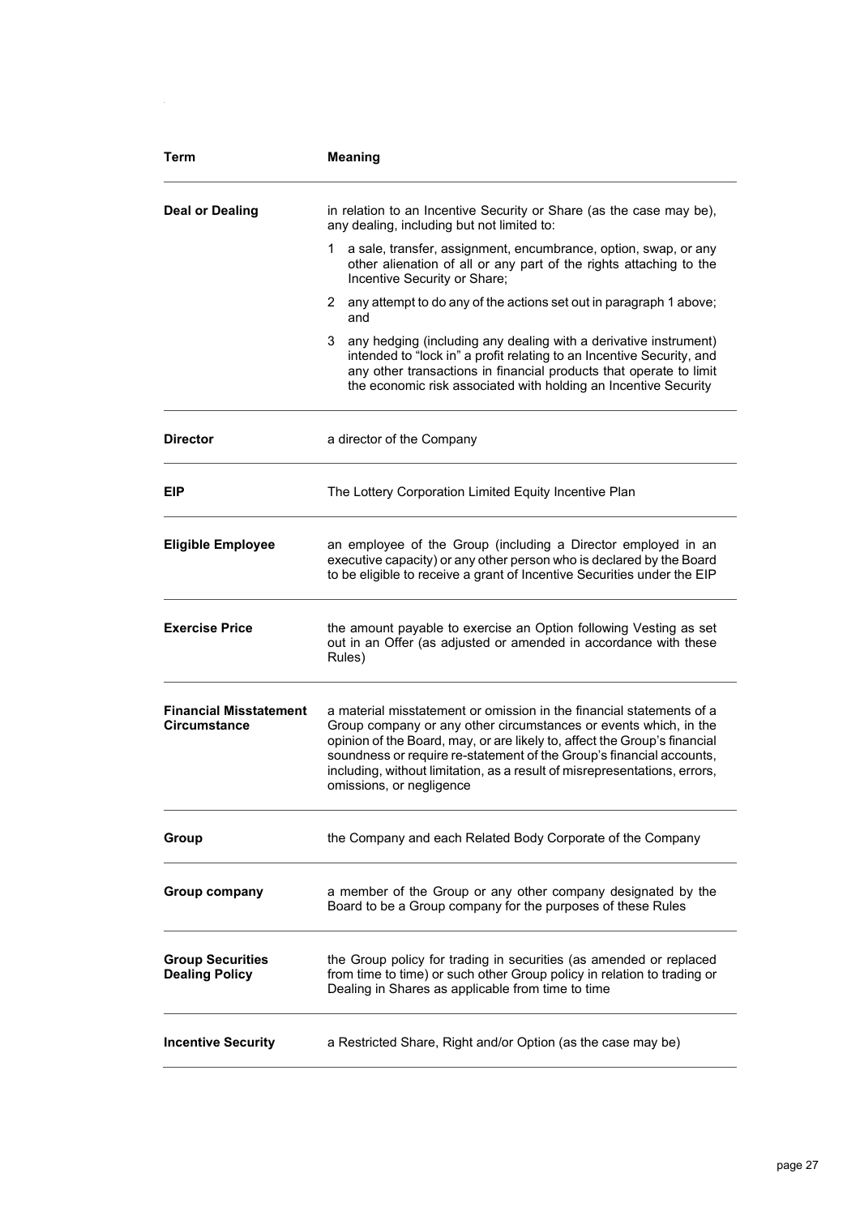| Term | Meaning |
|---|---|
| **Deal or Dealing** | in relation to an Incentive Security or Share (as the case may be), any dealing, including but not limited to:<br>1 a sale, transfer, assignment, encumbrance, option, swap, or any other alienation of all or any part of the rights attaching to the Incentive Security or Share;<br>2 any attempt to do any of the actions set out in paragraph 1 above; and<br>3 any hedging (including any dealing with a derivative instrument) intended to "lock in" a profit relating to an Incentive Security, and any other transactions in financial products that operate to limit the economic risk associated with holding an Incentive Security |
| **Director** | a director of the Company |
| **EIP** | The Lottery Corporation Limited Equity Incentive Plan |
| **Eligible Employee** | an employee of the Group (including a Director employed in an executive capacity) or any other person who is declared by the Board to be eligible to receive a grant of Incentive Securities under the EIP |
| **Exercise Price** | the amount payable to exercise an Option following Vesting as set out in an Offer (as adjusted or amended in accordance with these Rules) |
| **Financial Misstatement Circumstance** | a material misstatement or omission in the financial statements of a Group company or any other circumstances or events which, in the opinion of the Board, may, or are likely to, affect the Group's financial soundness or require re-statement of the Group's financial accounts, including, without limitation, as a result of misrepresentations, errors, omissions, or negligence |
| **Group** | the Company and each Related Body Corporate of the Company |
| **Group company** | a member of the Group or any other company designated by the Board to be a Group company for the purposes of these Rules |
| **Group Securities Dealing Policy** | the Group policy for trading in securities (as amended or replaced from time to time) or such other Group policy in relation to trading or Dealing in Shares as applicable from time to time |
| **Incentive Security** | a Restricted Share, Right and/or Option (as the case may be) |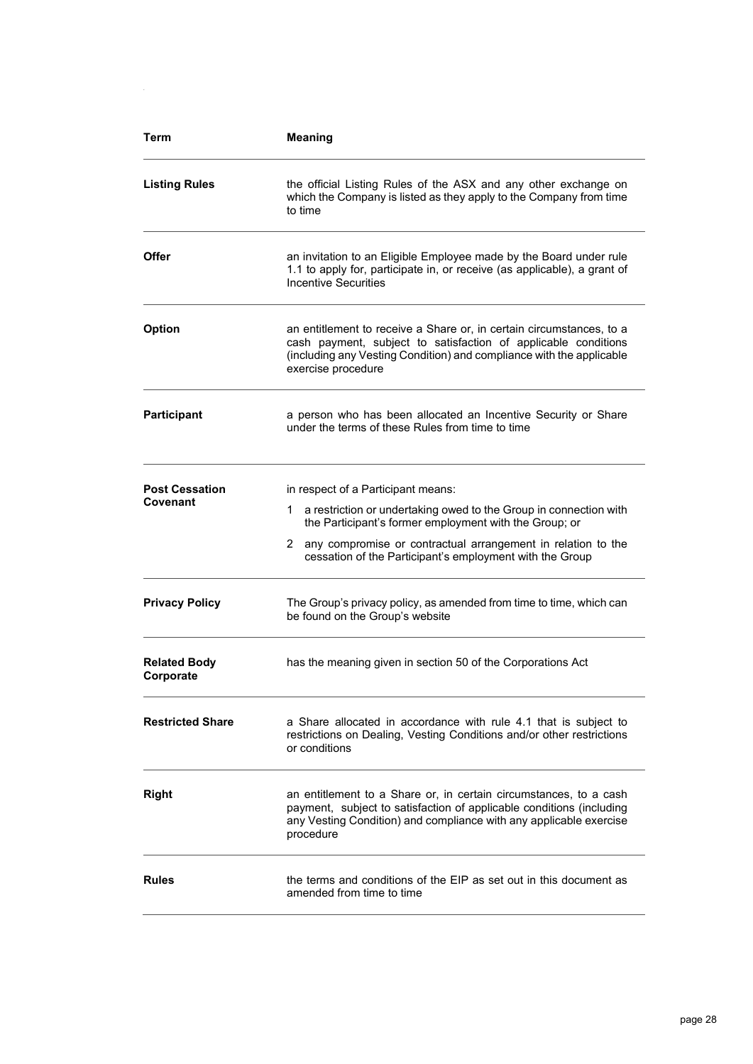| Term | Meaning |
|---|---|
| **Listing Rules** | the official Listing Rules of the ASX and any other exchange on which the Company is listed as they apply to the Company from time to time |
| **Offer** | an invitation to an Eligible Employee made by the Board under rule 1.1 to apply for, participate in, or receive (as applicable), a grant of Incentive Securities |
| **Option** | an entitlement to receive a Share or, in certain circumstances, to a cash payment, subject to satisfaction of applicable conditions (including any Vesting Condition) and compliance with the applicable exercise procedure |
| **Participant** | a person who has been allocated an Incentive Security or Share under the terms of these Rules from time to time |
| **Post Cessation Covenant** | in respect of a Participant means:<br>1 a restriction or undertaking owed to the Group in connection with the Participant's former employment with the Group; or<br>2 any compromise or contractual arrangement in relation to the cessation of the Participant's employment with the Group |
| **Privacy Policy** | The Group's privacy policy, as amended from time to time, which can be found on the Group's website |
| **Related Body Corporate** | has the meaning given in section 50 of the Corporations Act |
| **Restricted Share** | a Share allocated in accordance with rule 4.1 that is subject to restrictions on Dealing, Vesting Conditions and/or other restrictions or conditions |
| **Right** | an entitlement to a Share or, in certain circumstances, to a cash payment, subject to satisfaction of applicable conditions (including any Vesting Condition) and compliance with any applicable exercise procedure |
| **Rules** | the terms and conditions of the EIP as set out in this document as amended from time to time |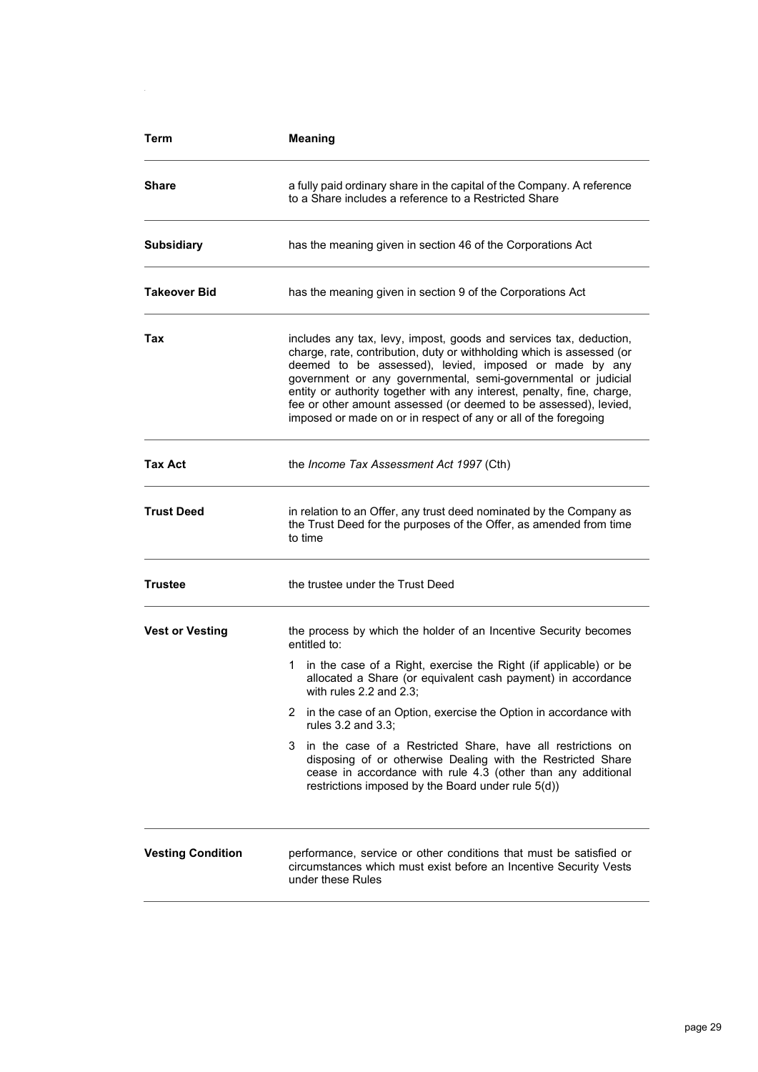| Term | Meaning |
|---|---|
| **Share** | a fully paid ordinary share in the capital of the Company. A reference to a Share includes a reference to a Restricted Share |
| **Subsidiary** | has the meaning given in section 46 of the Corporations Act |
| **Takeover Bid** | has the meaning given in section 9 of the Corporations Act |
| **Tax** | includes any tax, levy, impost, goods and services tax, deduction, charge, rate, contribution, duty or withholding which is assessed (or deemed to be assessed), levied, imposed or made by any government or any governmental, semi-governmental or judicial entity or authority together with any interest, penalty, fine, charge, fee or other amount assessed (or deemed to be assessed), levied, imposed or made on or in respect of any or all of the foregoing |
| **Tax Act** | the *Income Tax Assessment Act 1997* (Cth) |
| **Trust Deed** | in relation to an Offer, any trust deed nominated by the Company as the Trust Deed for the purposes of the Offer, as amended from time to time |
| **Trustee** | the trustee under the Trust Deed |
| **Vest or Vesting** | the process by which the holder of an Incentive Security becomes entitled to:<br>1 in the case of a Right, exercise the Right (if applicable) or be allocated a Share (or equivalent cash payment) in accordance with rules 2.2 and 2.3;<br>2 in the case of an Option, exercise the Option in accordance with rules 3.2 and 3.3;<br>3 in the case of a Restricted Share, have all restrictions on disposing of or otherwise Dealing with the Restricted Share cease in accordance with rule 4.3 (other than any additional restrictions imposed by the Board under rule 5(d)) |
| **Vesting Condition** | performance, service or other conditions that must be satisfied or circumstances which must exist before an Incentive Security Vests under these Rules |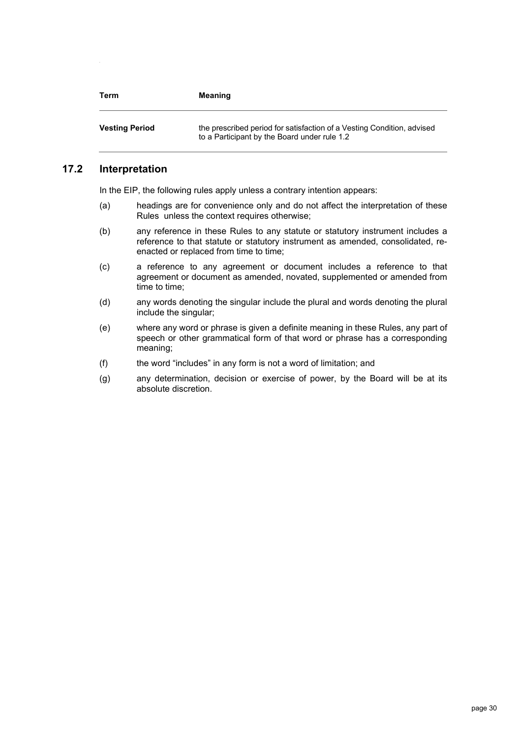| Term | Meaning |
|---|---|
| **Vesting Period** | the prescribed period for satisfaction of a Vesting Condition, advised to a Participant by the Board under rule 1.2 |

## 17.2 Interpretation

In the EIP, the following rules apply unless a contrary intention appears:

(a) headings are for convenience only and do not affect the interpretation of these Rules unless the context requires otherwise;

(b) any reference in these Rules to any statute or statutory instrument includes a reference to that statute or statutory instrument as amended, consolidated, re-enacted or replaced from time to time;

(c) a reference to any agreement or document includes a reference to that agreement or document as amended, novated, supplemented or amended from time to time;

(d) any words denoting the singular include the plural and words denoting the plural include the singular;

(e) where any word or phrase is given a definite meaning in these Rules, any part of speech or other grammatical form of that word or phrase has a corresponding meaning;

(f) the word "includes" in any form is not a word of limitation; and

(g) any determination, decision or exercise of power, by the Board will be at its absolute discretion.